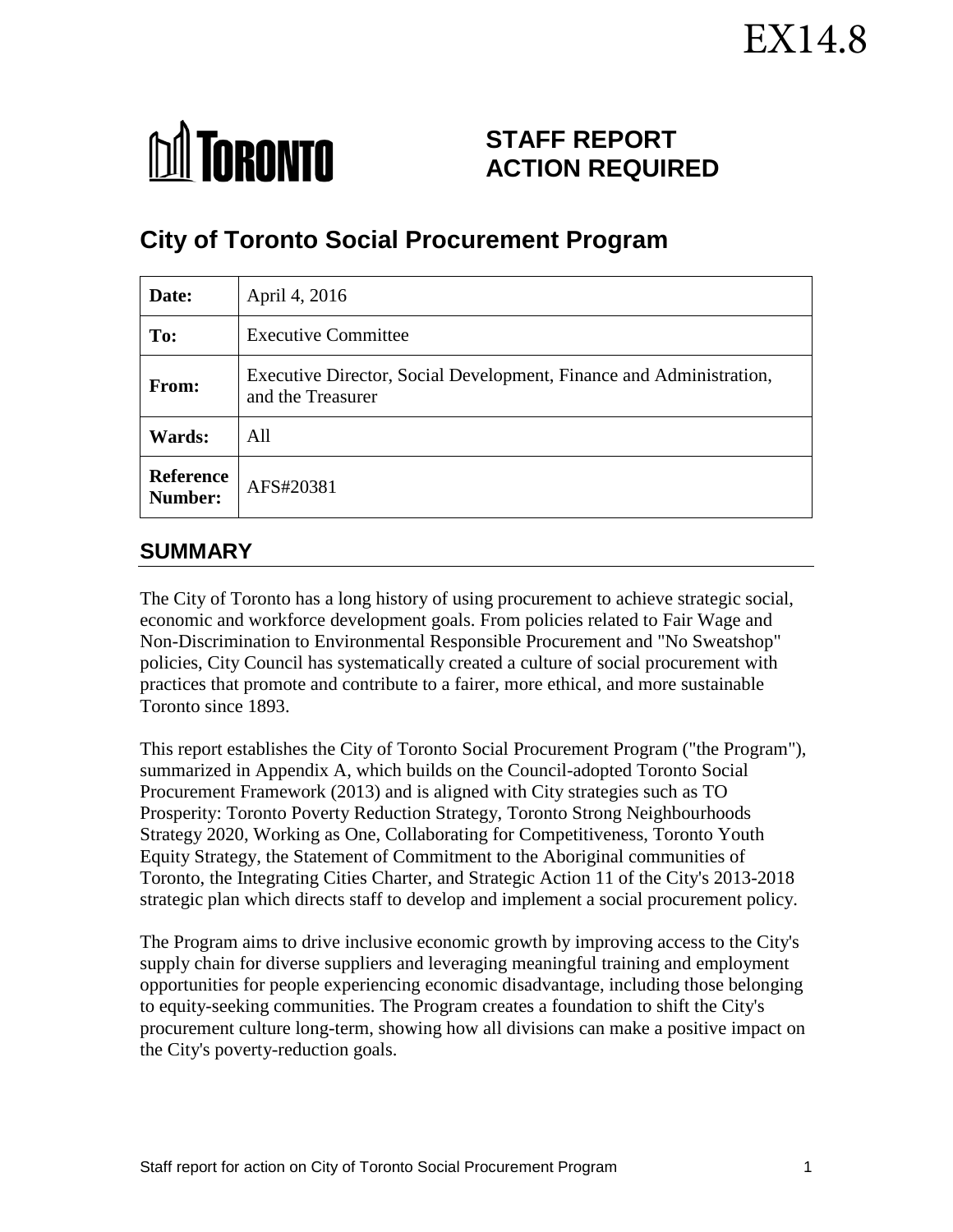EX14.8

TORONTO

# STAFF REPORT ACTION REQUIRED

# City of Toronto Social Procurement Program

| | |
|---|---|
| **Date:** | April 4, 2016 |
| **To:** | Executive Committee |
| **From:** | Executive Director, Social Development, Finance and Administration, and the Treasurer |
| **Wards:** | All |
| **Reference Number:** | AFS#20381 |

## SUMMARY

The City of Toronto has a long history of using procurement to achieve strategic social, economic and workforce development goals. From policies related to Fair Wage and Non-Discrimination to Environmental Responsible Procurement and "No Sweatshop" policies, City Council has systematically created a culture of social procurement with practices that promote and contribute to a fairer, more ethical, and more sustainable Toronto since 1893.

This report establishes the City of Toronto Social Procurement Program ("the Program"), summarized in Appendix A, which builds on the Council-adopted Toronto Social Procurement Framework (2013) and is aligned with City strategies such as TO Prosperity: Toronto Poverty Reduction Strategy, Toronto Strong Neighbourhoods Strategy 2020, Working as One, Collaborating for Competitiveness, Toronto Youth Equity Strategy, the Statement of Commitment to the Aboriginal communities of Toronto, the Integrating Cities Charter, and Strategic Action 11 of the City's 2013-2018 strategic plan which directs staff to develop and implement a social procurement policy.

The Program aims to drive inclusive economic growth by improving access to the City's supply chain for diverse suppliers and leveraging meaningful training and employment opportunities for people experiencing economic disadvantage, including those belonging to equity-seeking communities. The Program creates a foundation to shift the City's procurement culture long-term, showing how all divisions can make a positive impact on the City's poverty-reduction goals.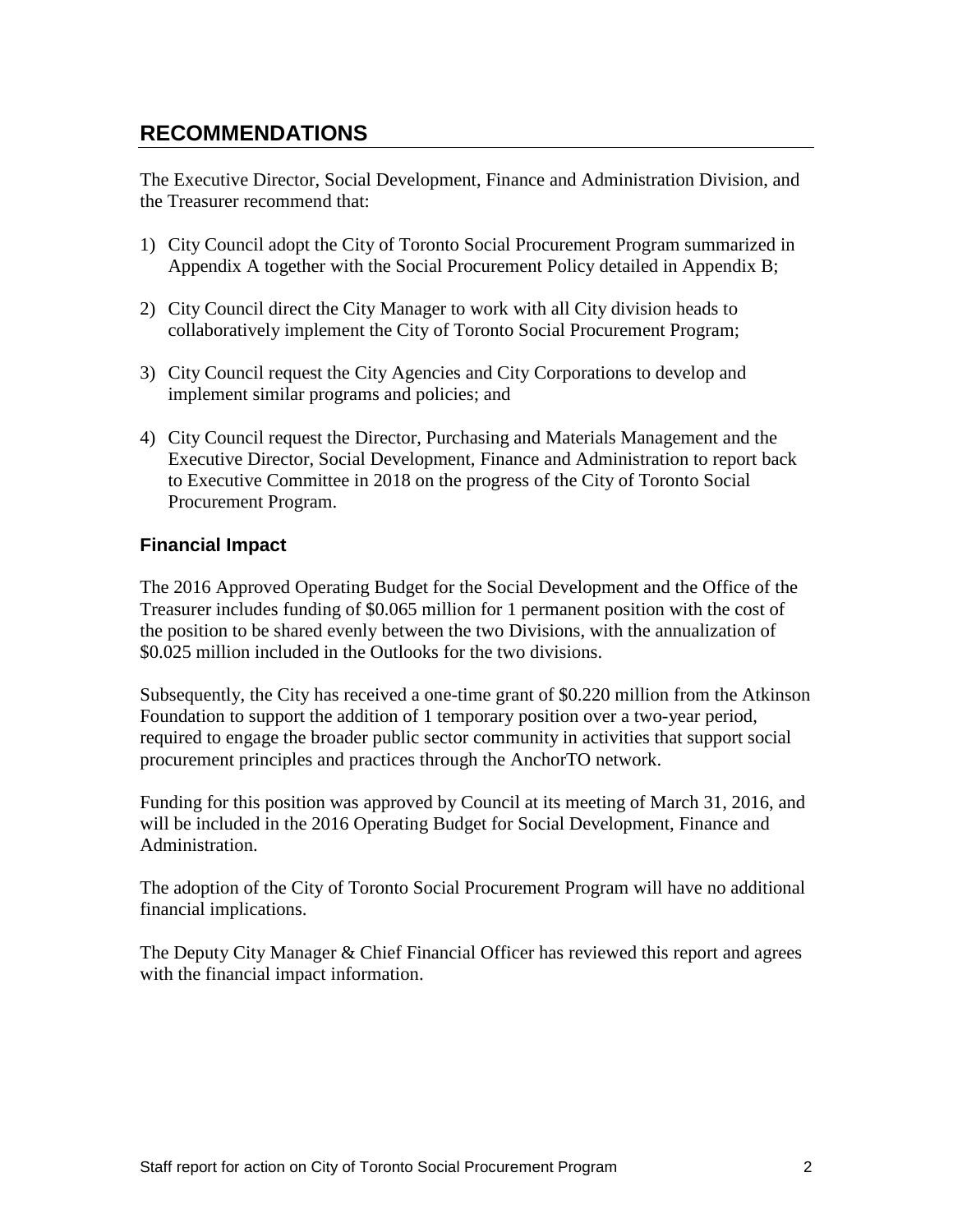## RECOMMENDATIONS

The Executive Director, Social Development, Finance and Administration Division, and the Treasurer recommend that:

1) City Council adopt the City of Toronto Social Procurement Program summarized in Appendix A together with the Social Procurement Policy detailed in Appendix B;

2) City Council direct the City Manager to work with all City division heads to collaboratively implement the City of Toronto Social Procurement Program;

3) City Council request the City Agencies and City Corporations to develop and implement similar programs and policies; and

4) City Council request the Director, Purchasing and Materials Management and the Executive Director, Social Development, Finance and Administration to report back to Executive Committee in 2018 on the progress of the City of Toronto Social Procurement Program.

### Financial Impact

The 2016 Approved Operating Budget for the Social Development and the Office of the Treasurer includes funding of $0.065 million for 1 permanent position with the cost of the position to be shared evenly between the two Divisions, with the annualization of $0.025 million included in the Outlooks for the two divisions.

Subsequently, the City has received a one-time grant of $0.220 million from the Atkinson Foundation to support the addition of 1 temporary position over a two-year period, required to engage the broader public sector community in activities that support social procurement principles and practices through the AnchorTO network.

Funding for this position was approved by Council at its meeting of March 31, 2016, and will be included in the 2016 Operating Budget for Social Development, Finance and Administration.

The adoption of the City of Toronto Social Procurement Program will have no additional financial implications.

The Deputy City Manager & Chief Financial Officer has reviewed this report and agrees with the financial impact information.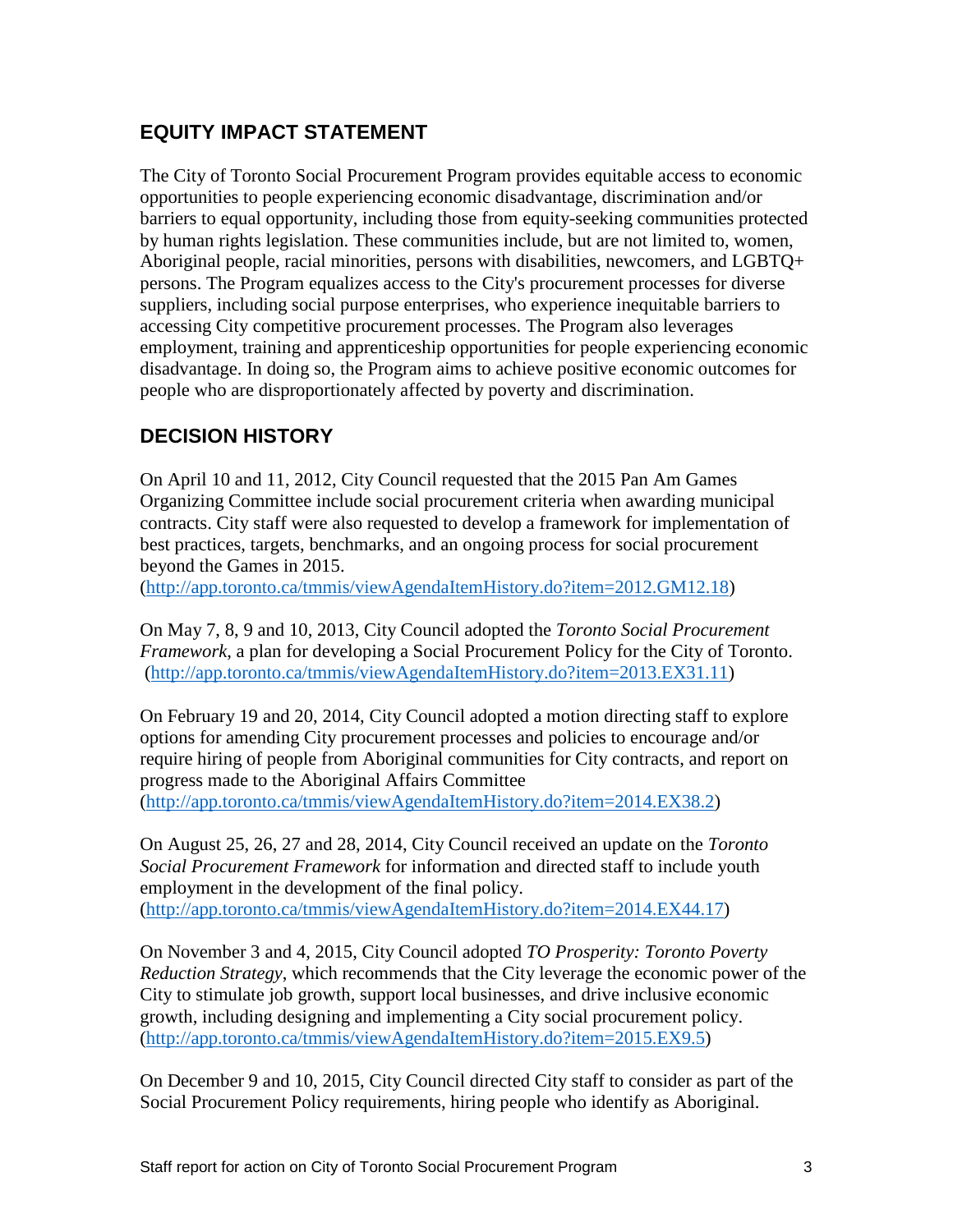## EQUITY IMPACT STATEMENT

The City of Toronto Social Procurement Program provides equitable access to economic opportunities to people experiencing economic disadvantage, discrimination and/or barriers to equal opportunity, including those from equity-seeking communities protected by human rights legislation. These communities include, but are not limited to, women, Aboriginal people, racial minorities, persons with disabilities, newcomers, and LGBTQ+ persons. The Program equalizes access to the City's procurement processes for diverse suppliers, including social purpose enterprises, who experience inequitable barriers to accessing City competitive procurement processes. The Program also leverages employment, training and apprenticeship opportunities for people experiencing economic disadvantage. In doing so, the Program aims to achieve positive economic outcomes for people who are disproportionately affected by poverty and discrimination.

## DECISION HISTORY

On April 10 and 11, 2012, City Council requested that the 2015 Pan Am Games Organizing Committee include social procurement criteria when awarding municipal contracts. City staff were also requested to develop a framework for implementation of best practices, targets, benchmarks, and an ongoing process for social procurement beyond the Games in 2015.
(http://app.toronto.ca/tmmis/viewAgendaItemHistory.do?item=2012.GM12.18)

On May 7, 8, 9 and 10, 2013, City Council adopted the *Toronto Social Procurement Framework*, a plan for developing a Social Procurement Policy for the City of Toronto.
(http://app.toronto.ca/tmmis/viewAgendaItemHistory.do?item=2013.EX31.11)

On February 19 and 20, 2014, City Council adopted a motion directing staff to explore options for amending City procurement processes and policies to encourage and/or require hiring of people from Aboriginal communities for City contracts, and report on progress made to the Aboriginal Affairs Committee
(http://app.toronto.ca/tmmis/viewAgendaItemHistory.do?item=2014.EX38.2)

On August 25, 26, 27 and 28, 2014, City Council received an update on the *Toronto Social Procurement Framework* for information and directed staff to include youth employment in the development of the final policy.
(http://app.toronto.ca/tmmis/viewAgendaItemHistory.do?item=2014.EX44.17)

On November 3 and 4, 2015, City Council adopted *TO Prosperity: Toronto Poverty Reduction Strategy*, which recommends that the City leverage the economic power of the City to stimulate job growth, support local businesses, and drive inclusive economic growth, including designing and implementing a City social procurement policy.
(http://app.toronto.ca/tmmis/viewAgendaItemHistory.do?item=2015.EX9.5)

On December 9 and 10, 2015, City Council directed City staff to consider as part of the Social Procurement Policy requirements, hiring people who identify as Aboriginal.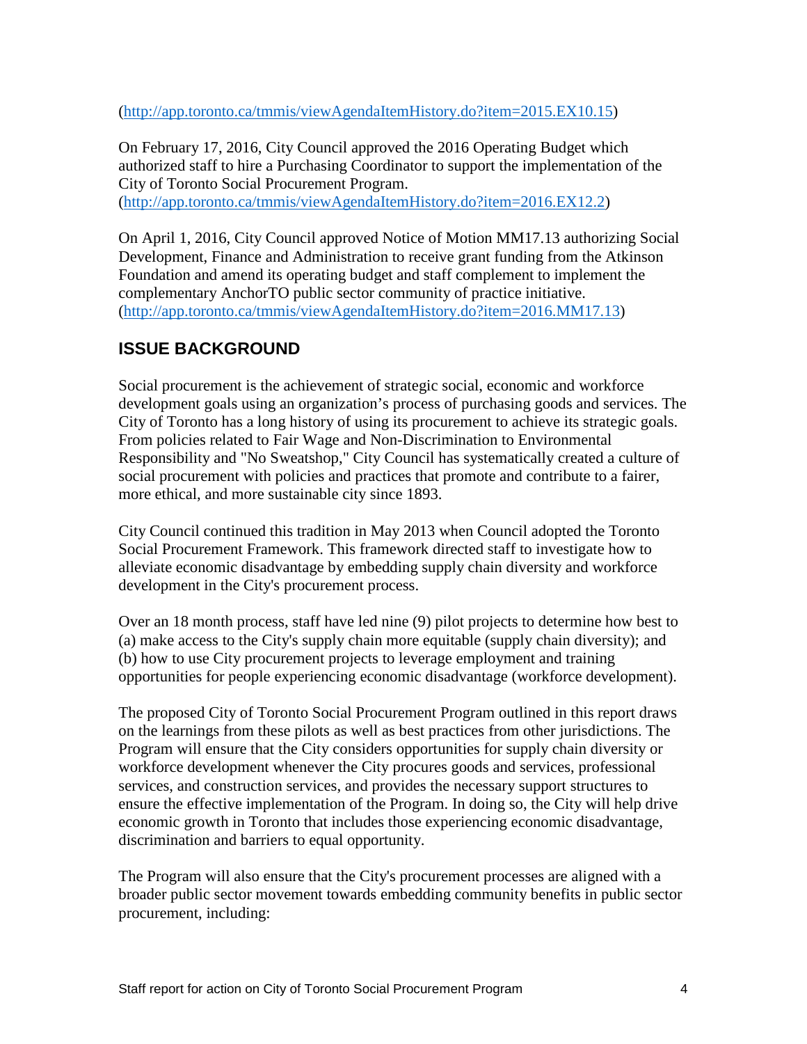(http://app.toronto.ca/tmmis/viewAgendaItemHistory.do?item=2015.EX10.15)

On February 17, 2016, City Council approved the 2016 Operating Budget which authorized staff to hire a Purchasing Coordinator to support the implementation of the City of Toronto Social Procurement Program.
(http://app.toronto.ca/tmmis/viewAgendaItemHistory.do?item=2016.EX12.2)

On April 1, 2016, City Council approved Notice of Motion MM17.13 authorizing Social Development, Finance and Administration to receive grant funding from the Atkinson Foundation and amend its operating budget and staff complement to implement the complementary AnchorTO public sector community of practice initiative.
(http://app.toronto.ca/tmmis/viewAgendaItemHistory.do?item=2016.MM17.13)

## ISSUE BACKGROUND

Social procurement is the achievement of strategic social, economic and workforce development goals using an organization's process of purchasing goods and services. The City of Toronto has a long history of using its procurement to achieve its strategic goals. From policies related to Fair Wage and Non-Discrimination to Environmental Responsibility and "No Sweatshop," City Council has systematically created a culture of social procurement with policies and practices that promote and contribute to a fairer, more ethical, and more sustainable city since 1893.

City Council continued this tradition in May 2013 when Council adopted the Toronto Social Procurement Framework. This framework directed staff to investigate how to alleviate economic disadvantage by embedding supply chain diversity and workforce development in the City's procurement process.

Over an 18 month process, staff have led nine (9) pilot projects to determine how best to (a) make access to the City's supply chain more equitable (supply chain diversity); and (b) how to use City procurement projects to leverage employment and training opportunities for people experiencing economic disadvantage (workforce development).

The proposed City of Toronto Social Procurement Program outlined in this report draws on the learnings from these pilots as well as best practices from other jurisdictions. The Program will ensure that the City considers opportunities for supply chain diversity or workforce development whenever the City procures goods and services, professional services, and construction services, and provides the necessary support structures to ensure the effective implementation of the Program. In doing so, the City will help drive economic growth in Toronto that includes those experiencing economic disadvantage, discrimination and barriers to equal opportunity.

The Program will also ensure that the City's procurement processes are aligned with a broader public sector movement towards embedding community benefits in public sector procurement, including: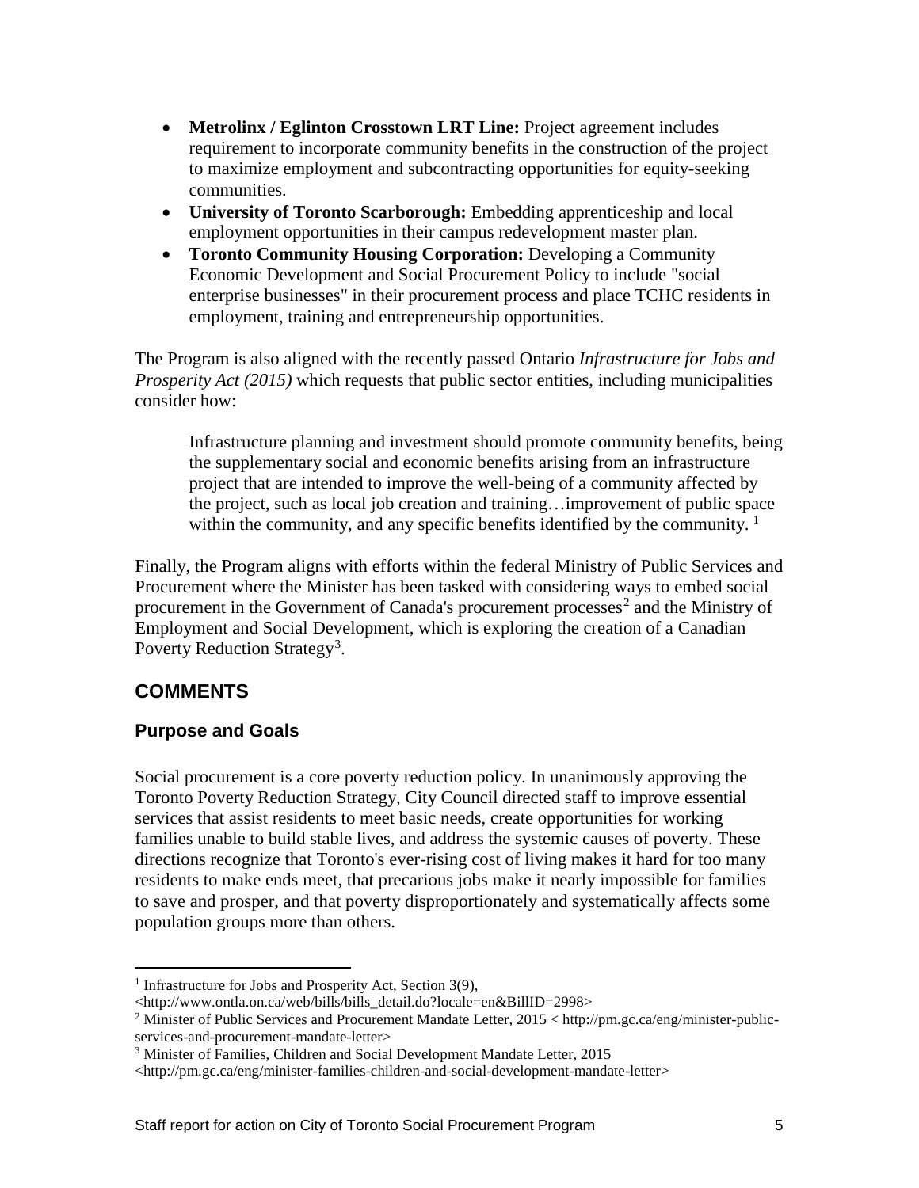- **Metrolinx / Eglinton Crosstown LRT Line:** Project agreement includes requirement to incorporate community benefits in the construction of the project to maximize employment and subcontracting opportunities for equity-seeking communities.
- **University of Toronto Scarborough:** Embedding apprenticeship and local employment opportunities in their campus redevelopment master plan.
- **Toronto Community Housing Corporation:** Developing a Community Economic Development and Social Procurement Policy to include "social enterprise businesses" in their procurement process and place TCHC residents in employment, training and entrepreneurship opportunities.

The Program is also aligned with the recently passed Ontario *Infrastructure for Jobs and Prosperity Act (2015)* which requests that public sector entities, including municipalities consider how:

> Infrastructure planning and investment should promote community benefits, being the supplementary social and economic benefits arising from an infrastructure project that are intended to improve the well-being of a community affected by the project, such as local job creation and training…improvement of public space within the community, and any specific benefits identified by the community. [1]

Finally, the Program aligns with efforts within the federal Ministry of Public Services and Procurement where the Minister has been tasked with considering ways to embed social procurement in the Government of Canada's procurement processes[2] and the Ministry of Employment and Social Development, which is exploring the creation of a Canadian Poverty Reduction Strategy[3].

## COMMENTS

### Purpose and Goals

Social procurement is a core poverty reduction policy. In unanimously approving the Toronto Poverty Reduction Strategy, City Council directed staff to improve essential services that assist residents to meet basic needs, create opportunities for working families unable to build stable lives, and address the systemic causes of poverty. These directions recognize that Toronto's ever-rising cost of living makes it hard for too many residents to make ends meet, that precarious jobs make it nearly impossible for families to save and prosper, and that poverty disproportionately and systematically affects some population groups more than others.

---

[1] Infrastructure for Jobs and Prosperity Act, Section 3(9), <http://www.ontla.on.ca/web/bills/bills_detail.do?locale=en&BillID=2998>

[2] Minister of Public Services and Procurement Mandate Letter, 2015 < http://pm.gc.ca/eng/minister-public-services-and-procurement-mandate-letter>

[3] Minister of Families, Children and Social Development Mandate Letter, 2015 <http://pm.gc.ca/eng/minister-families-children-and-social-development-mandate-letter>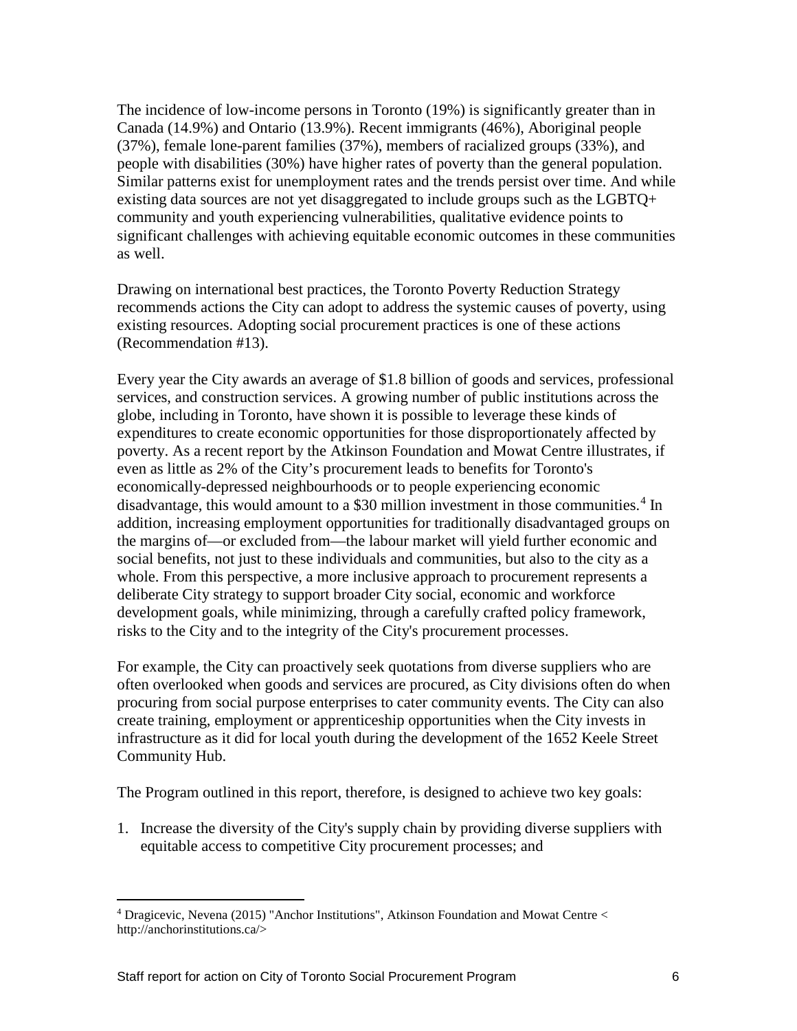The incidence of low-income persons in Toronto (19%) is significantly greater than in Canada (14.9%) and Ontario (13.9%). Recent immigrants (46%), Aboriginal people (37%), female lone-parent families (37%), members of racialized groups (33%), and people with disabilities (30%) have higher rates of poverty than the general population. Similar patterns exist for unemployment rates and the trends persist over time. And while existing data sources are not yet disaggregated to include groups such as the LGBTQ+ community and youth experiencing vulnerabilities, qualitative evidence points to significant challenges with achieving equitable economic outcomes in these communities as well.

Drawing on international best practices, the Toronto Poverty Reduction Strategy recommends actions the City can adopt to address the systemic causes of poverty, using existing resources. Adopting social procurement practices is one of these actions (Recommendation #13).

Every year the City awards an average of $1.8 billion of goods and services, professional services, and construction services. A growing number of public institutions across the globe, including in Toronto, have shown it is possible to leverage these kinds of expenditures to create economic opportunities for those disproportionately affected by poverty. As a recent report by the Atkinson Foundation and Mowat Centre illustrates, if even as little as 2% of the City's procurement leads to benefits for Toronto's economically-depressed neighbourhoods or to people experiencing economic disadvantage, this would amount to a $30 million investment in those communities.[4] In addition, increasing employment opportunities for traditionally disadvantaged groups on the margins of—or excluded from—the labour market will yield further economic and social benefits, not just to these individuals and communities, but also to the city as a whole. From this perspective, a more inclusive approach to procurement represents a deliberate City strategy to support broader City social, economic and workforce development goals, while minimizing, through a carefully crafted policy framework, risks to the City and to the integrity of the City's procurement processes.

For example, the City can proactively seek quotations from diverse suppliers who are often overlooked when goods and services are procured, as City divisions often do when procuring from social purpose enterprises to cater community events. The City can also create training, employment or apprenticeship opportunities when the City invests in infrastructure as it did for local youth during the development of the 1652 Keele Street Community Hub.

The Program outlined in this report, therefore, is designed to achieve two key goals:

1. Increase the diversity of the City's supply chain by providing diverse suppliers with equitable access to competitive City procurement processes; and

---

[4] Dragicevic, Nevena (2015) "Anchor Institutions", Atkinson Foundation and Mowat Centre < http://anchorinstitutions.ca/>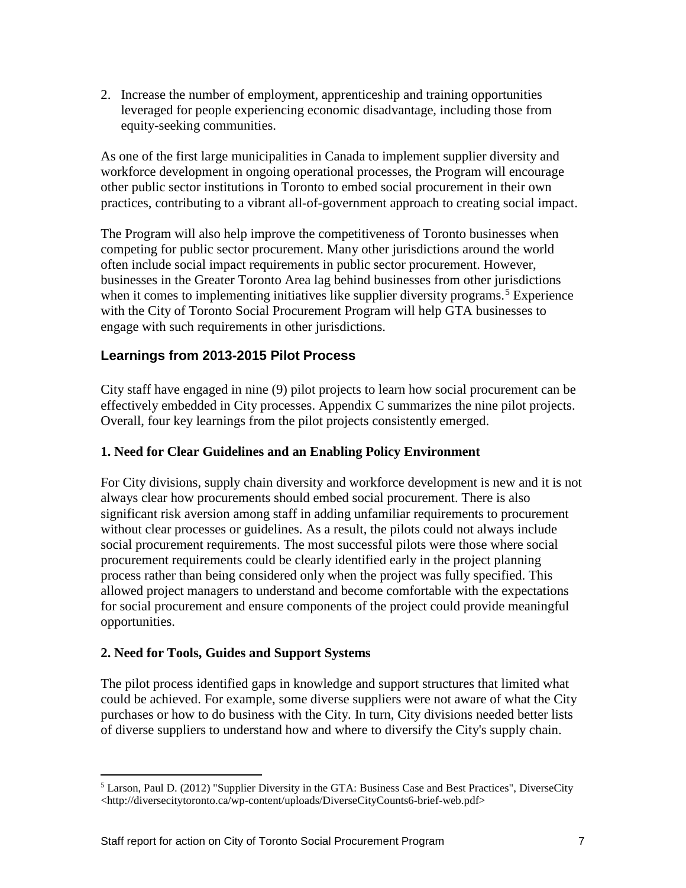2. Increase the number of employment, apprenticeship and training opportunities leveraged for people experiencing economic disadvantage, including those from equity-seeking communities.

As one of the first large municipalities in Canada to implement supplier diversity and workforce development in ongoing operational processes, the Program will encourage other public sector institutions in Toronto to embed social procurement in their own practices, contributing to a vibrant all-of-government approach to creating social impact.

The Program will also help improve the competitiveness of Toronto businesses when competing for public sector procurement. Many other jurisdictions around the world often include social impact requirements in public sector procurement. However, businesses in the Greater Toronto Area lag behind businesses from other jurisdictions when it comes to implementing initiatives like supplier diversity programs.[5] Experience with the City of Toronto Social Procurement Program will help GTA businesses to engage with such requirements in other jurisdictions.

## Learnings from 2013-2015 Pilot Process

City staff have engaged in nine (9) pilot projects to learn how social procurement can be effectively embedded in City processes. Appendix C summarizes the nine pilot projects. Overall, four key learnings from the pilot projects consistently emerged.

### 1. Need for Clear Guidelines and an Enabling Policy Environment

For City divisions, supply chain diversity and workforce development is new and it is not always clear how procurements should embed social procurement. There is also significant risk aversion among staff in adding unfamiliar requirements to procurement without clear processes or guidelines. As a result, the pilots could not always include social procurement requirements. The most successful pilots were those where social procurement requirements could be clearly identified early in the project planning process rather than being considered only when the project was fully specified. This allowed project managers to understand and become comfortable with the expectations for social procurement and ensure components of the project could provide meaningful opportunities.

### 2. Need for Tools, Guides and Support Systems

The pilot process identified gaps in knowledge and support structures that limited what could be achieved. For example, some diverse suppliers were not aware of what the City purchases or how to do business with the City. In turn, City divisions needed better lists of diverse suppliers to understand how and where to diversify the City's supply chain.

---

[5] Larson, Paul D. (2012) "Supplier Diversity in the GTA: Business Case and Best Practices", DiverseCity <http://diversecitytoronto.ca/wp-content/uploads/DiverseCityCounts6-brief-web.pdf>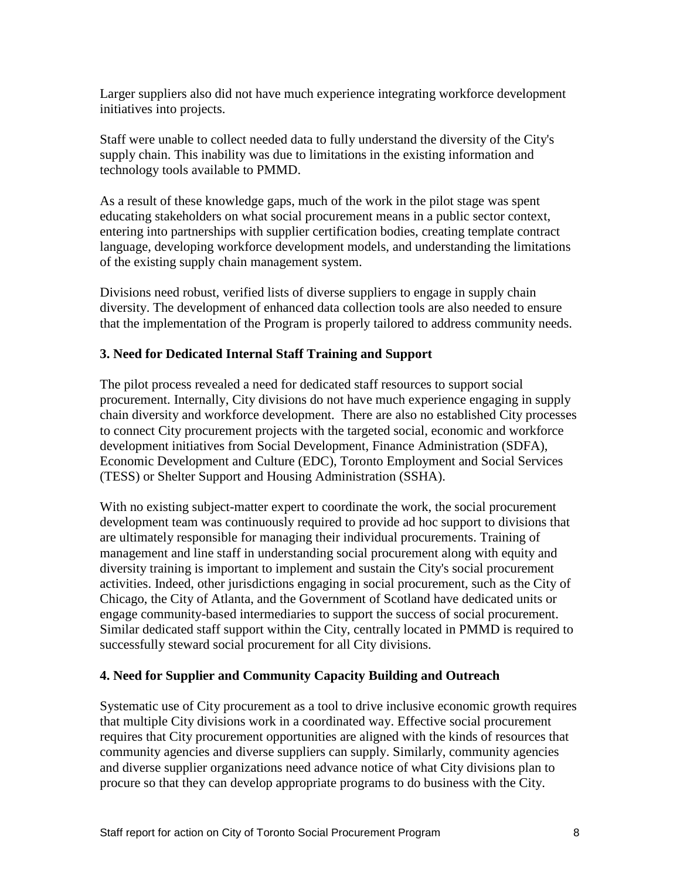Larger suppliers also did not have much experience integrating workforce development initiatives into projects.

Staff were unable to collect needed data to fully understand the diversity of the City's supply chain. This inability was due to limitations in the existing information and technology tools available to PMMD.

As a result of these knowledge gaps, much of the work in the pilot stage was spent educating stakeholders on what social procurement means in a public sector context, entering into partnerships with supplier certification bodies, creating template contract language, developing workforce development models, and understanding the limitations of the existing supply chain management system.

Divisions need robust, verified lists of diverse suppliers to engage in supply chain diversity. The development of enhanced data collection tools are also needed to ensure that the implementation of the Program is properly tailored to address community needs.

**3. Need for Dedicated Internal Staff Training and Support**

The pilot process revealed a need for dedicated staff resources to support social procurement. Internally, City divisions do not have much experience engaging in supply chain diversity and workforce development. There are also no established City processes to connect City procurement projects with the targeted social, economic and workforce development initiatives from Social Development, Finance Administration (SDFA), Economic Development and Culture (EDC), Toronto Employment and Social Services (TESS) or Shelter Support and Housing Administration (SSHA).

With no existing subject-matter expert to coordinate the work, the social procurement development team was continuously required to provide ad hoc support to divisions that are ultimately responsible for managing their individual procurements. Training of management and line staff in understanding social procurement along with equity and diversity training is important to implement and sustain the City's social procurement activities. Indeed, other jurisdictions engaging in social procurement, such as the City of Chicago, the City of Atlanta, and the Government of Scotland have dedicated units or engage community-based intermediaries to support the success of social procurement. Similar dedicated staff support within the City, centrally located in PMMD is required to successfully steward social procurement for all City divisions.

**4. Need for Supplier and Community Capacity Building and Outreach**

Systematic use of City procurement as a tool to drive inclusive economic growth requires that multiple City divisions work in a coordinated way. Effective social procurement requires that City procurement opportunities are aligned with the kinds of resources that community agencies and diverse suppliers can supply. Similarly, community agencies and diverse supplier organizations need advance notice of what City divisions plan to procure so that they can develop appropriate programs to do business with the City.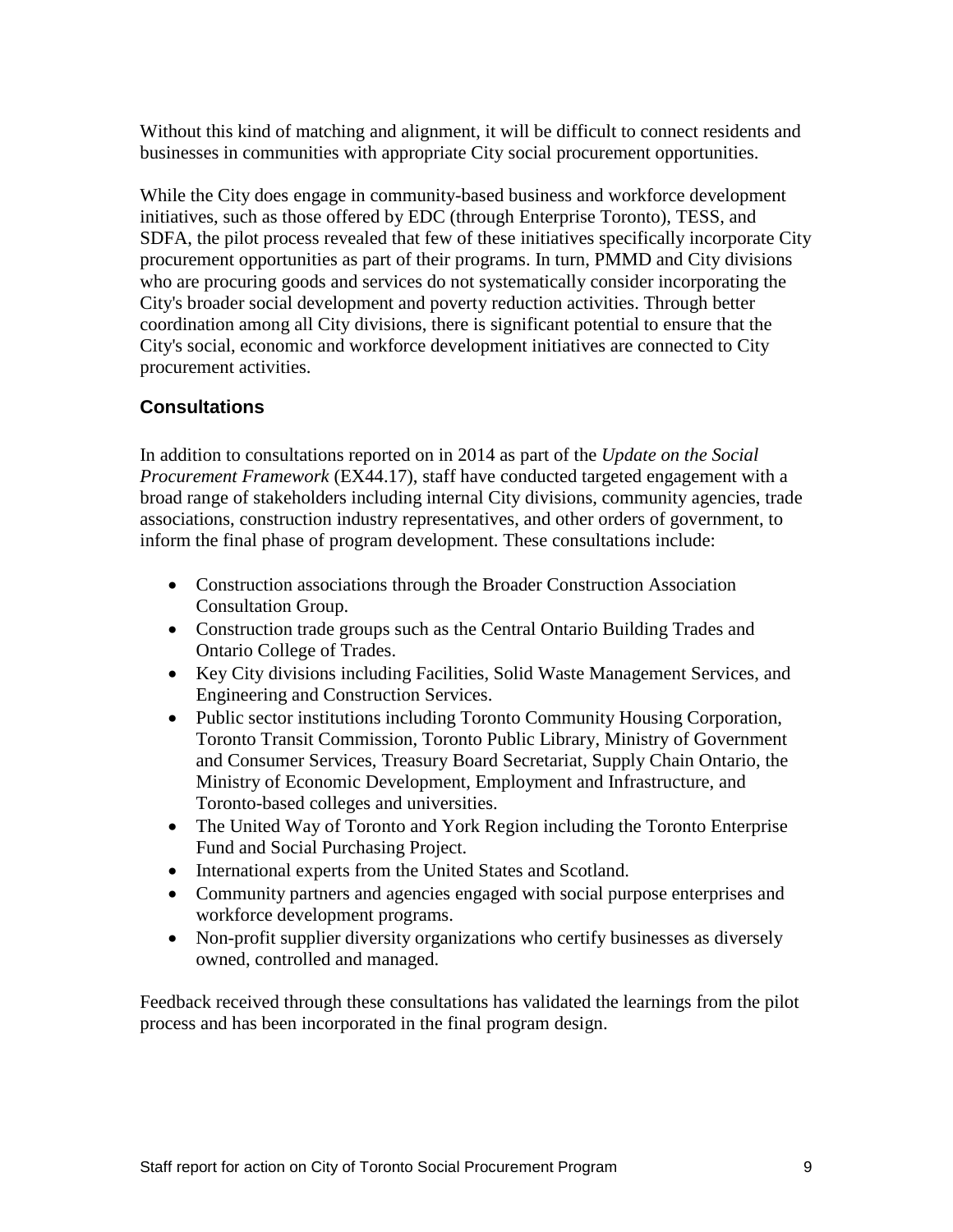Without this kind of matching and alignment, it will be difficult to connect residents and businesses in communities with appropriate City social procurement opportunities.

While the City does engage in community-based business and workforce development initiatives, such as those offered by EDC (through Enterprise Toronto), TESS, and SDFA, the pilot process revealed that few of these initiatives specifically incorporate City procurement opportunities as part of their programs. In turn, PMMD and City divisions who are procuring goods and services do not systematically consider incorporating the City's broader social development and poverty reduction activities. Through better coordination among all City divisions, there is significant potential to ensure that the City's social, economic and workforce development initiatives are connected to City procurement activities.

## Consultations

In addition to consultations reported on in 2014 as part of the *Update on the Social Procurement Framework* (EX44.17), staff have conducted targeted engagement with a broad range of stakeholders including internal City divisions, community agencies, trade associations, construction industry representatives, and other orders of government, to inform the final phase of program development. These consultations include:

- Construction associations through the Broader Construction Association Consultation Group.
- Construction trade groups such as the Central Ontario Building Trades and Ontario College of Trades.
- Key City divisions including Facilities, Solid Waste Management Services, and Engineering and Construction Services.
- Public sector institutions including Toronto Community Housing Corporation, Toronto Transit Commission, Toronto Public Library, Ministry of Government and Consumer Services, Treasury Board Secretariat, Supply Chain Ontario, the Ministry of Economic Development, Employment and Infrastructure, and Toronto-based colleges and universities.
- The United Way of Toronto and York Region including the Toronto Enterprise Fund and Social Purchasing Project.
- International experts from the United States and Scotland.
- Community partners and agencies engaged with social purpose enterprises and workforce development programs.
- Non-profit supplier diversity organizations who certify businesses as diversely owned, controlled and managed.

Feedback received through these consultations has validated the learnings from the pilot process and has been incorporated in the final program design.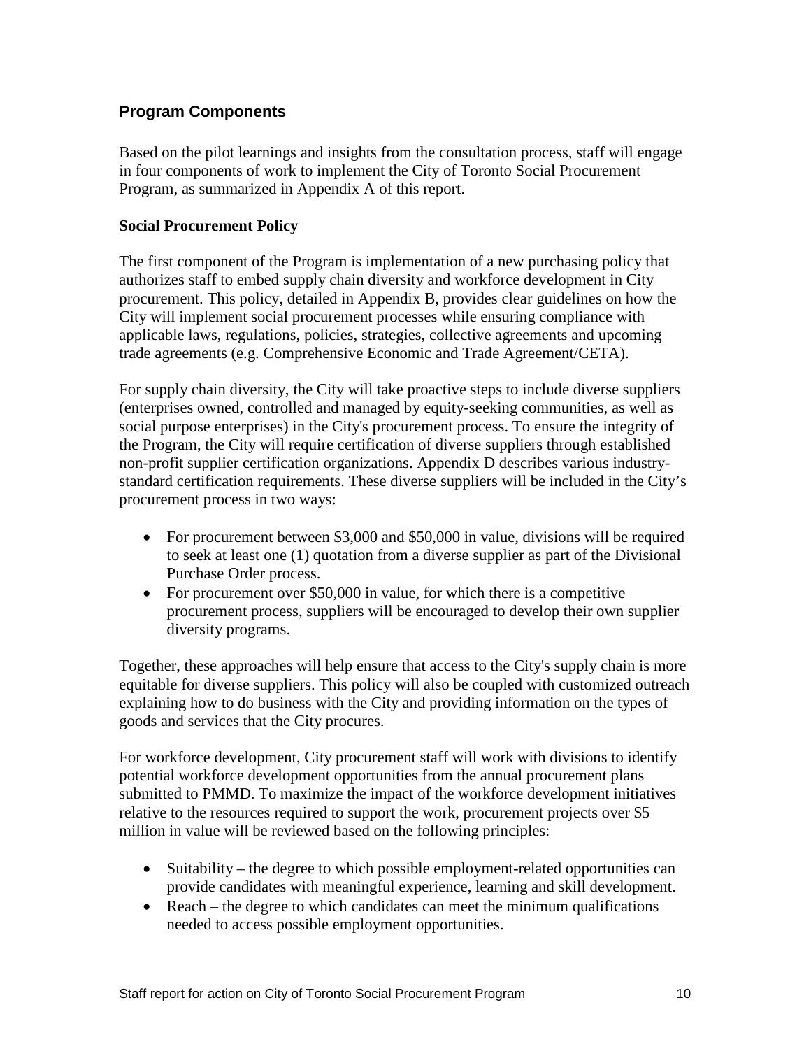## Program Components

Based on the pilot learnings and insights from the consultation process, staff will engage in four components of work to implement the City of Toronto Social Procurement Program, as summarized in Appendix A of this report.

### Social Procurement Policy

The first component of the Program is implementation of a new purchasing policy that authorizes staff to embed supply chain diversity and workforce development in City procurement. This policy, detailed in Appendix B, provides clear guidelines on how the City will implement social procurement processes while ensuring compliance with applicable laws, regulations, policies, strategies, collective agreements and upcoming trade agreements (e.g. Comprehensive Economic and Trade Agreement/CETA).

For supply chain diversity, the City will take proactive steps to include diverse suppliers (enterprises owned, controlled and managed by equity-seeking communities, as well as social purpose enterprises) in the City's procurement process. To ensure the integrity of the Program, the City will require certification of diverse suppliers through established non-profit supplier certification organizations. Appendix D describes various industry-standard certification requirements. These diverse suppliers will be included in the City's procurement process in two ways:

- For procurement between $3,000 and $50,000 in value, divisions will be required to seek at least one (1) quotation from a diverse supplier as part of the Divisional Purchase Order process.
- For procurement over $50,000 in value, for which there is a competitive procurement process, suppliers will be encouraged to develop their own supplier diversity programs.

Together, these approaches will help ensure that access to the City's supply chain is more equitable for diverse suppliers. This policy will also be coupled with customized outreach explaining how to do business with the City and providing information on the types of goods and services that the City procures.

For workforce development, City procurement staff will work with divisions to identify potential workforce development opportunities from the annual procurement plans submitted to PMMD. To maximize the impact of the workforce development initiatives relative to the resources required to support the work, procurement projects over $5 million in value will be reviewed based on the following principles:

- Suitability – the degree to which possible employment-related opportunities can provide candidates with meaningful experience, learning and skill development.
- Reach – the degree to which candidates can meet the minimum qualifications needed to access possible employment opportunities.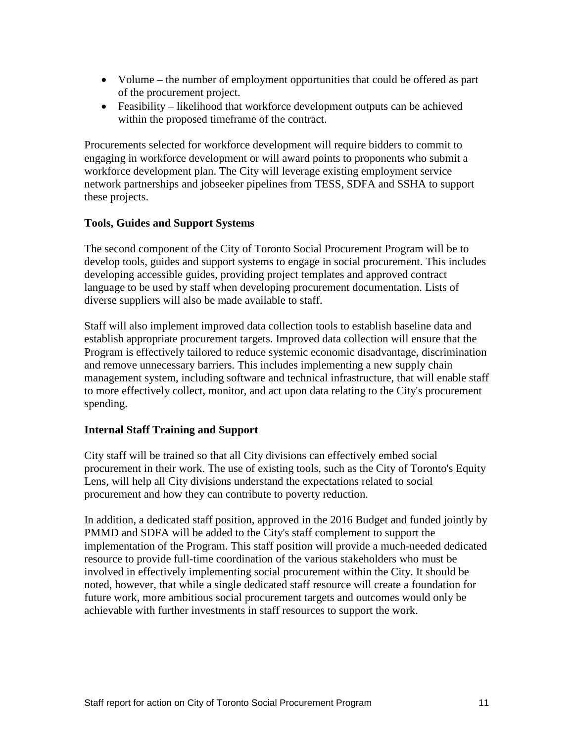- Volume – the number of employment opportunities that could be offered as part of the procurement project.
- Feasibility – likelihood that workforce development outputs can be achieved within the proposed timeframe of the contract.

Procurements selected for workforce development will require bidders to commit to engaging in workforce development or will award points to proponents who submit a workforce development plan. The City will leverage existing employment service network partnerships and jobseeker pipelines from TESS, SDFA and SSHA to support these projects.

**Tools, Guides and Support Systems**

The second component of the City of Toronto Social Procurement Program will be to develop tools, guides and support systems to engage in social procurement. This includes developing accessible guides, providing project templates and approved contract language to be used by staff when developing procurement documentation. Lists of diverse suppliers will also be made available to staff.

Staff will also implement improved data collection tools to establish baseline data and establish appropriate procurement targets. Improved data collection will ensure that the Program is effectively tailored to reduce systemic economic disadvantage, discrimination and remove unnecessary barriers. This includes implementing a new supply chain management system, including software and technical infrastructure, that will enable staff to more effectively collect, monitor, and act upon data relating to the City's procurement spending.

**Internal Staff Training and Support**

City staff will be trained so that all City divisions can effectively embed social procurement in their work. The use of existing tools, such as the City of Toronto's Equity Lens, will help all City divisions understand the expectations related to social procurement and how they can contribute to poverty reduction.

In addition, a dedicated staff position, approved in the 2016 Budget and funded jointly by PMMD and SDFA will be added to the City's staff complement to support the implementation of the Program. This staff position will provide a much-needed dedicated resource to provide full-time coordination of the various stakeholders who must be involved in effectively implementing social procurement within the City. It should be noted, however, that while a single dedicated staff resource will create a foundation for future work, more ambitious social procurement targets and outcomes would only be achievable with further investments in staff resources to support the work.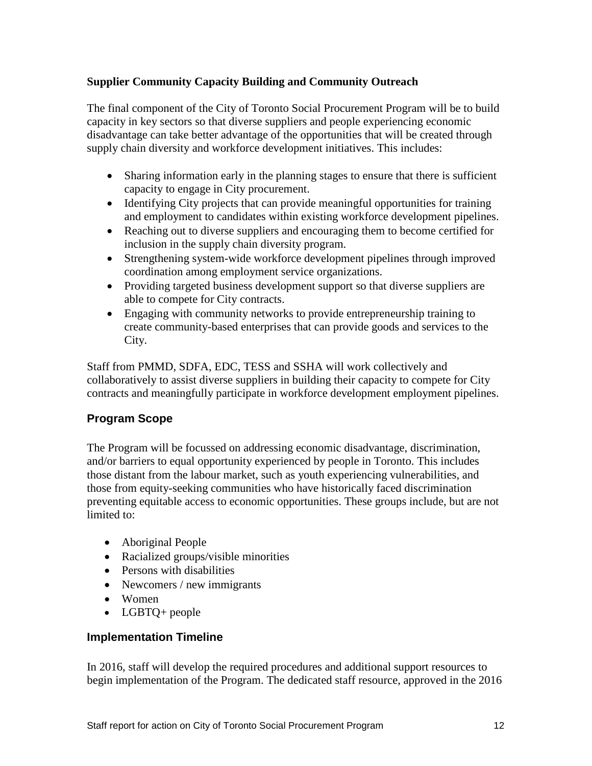### Supplier Community Capacity Building and Community Outreach

The final component of the City of Toronto Social Procurement Program will be to build capacity in key sectors so that diverse suppliers and people experiencing economic disadvantage can take better advantage of the opportunities that will be created through supply chain diversity and workforce development initiatives. This includes:

- Sharing information early in the planning stages to ensure that there is sufficient capacity to engage in City procurement.
- Identifying City projects that can provide meaningful opportunities for training and employment to candidates within existing workforce development pipelines.
- Reaching out to diverse suppliers and encouraging them to become certified for inclusion in the supply chain diversity program.
- Strengthening system-wide workforce development pipelines through improved coordination among employment service organizations.
- Providing targeted business development support so that diverse suppliers are able to compete for City contracts.
- Engaging with community networks to provide entrepreneurship training to create community-based enterprises that can provide goods and services to the City.

Staff from PMMD, SDFA, EDC, TESS and SSHA will work collectively and collaboratively to assist diverse suppliers in building their capacity to compete for City contracts and meaningfully participate in workforce development employment pipelines.

## Program Scope

The Program will be focussed on addressing economic disadvantage, discrimination, and/or barriers to equal opportunity experienced by people in Toronto. This includes those distant from the labour market, such as youth experiencing vulnerabilities, and those from equity-seeking communities who have historically faced discrimination preventing equitable access to economic opportunities. These groups include, but are not limited to:

- Aboriginal People
- Racialized groups/visible minorities
- Persons with disabilities
- Newcomers / new immigrants
- Women
- LGBTQ+ people

## Implementation Timeline

In 2016, staff will develop the required procedures and additional support resources to begin implementation of the Program. The dedicated staff resource, approved in the 2016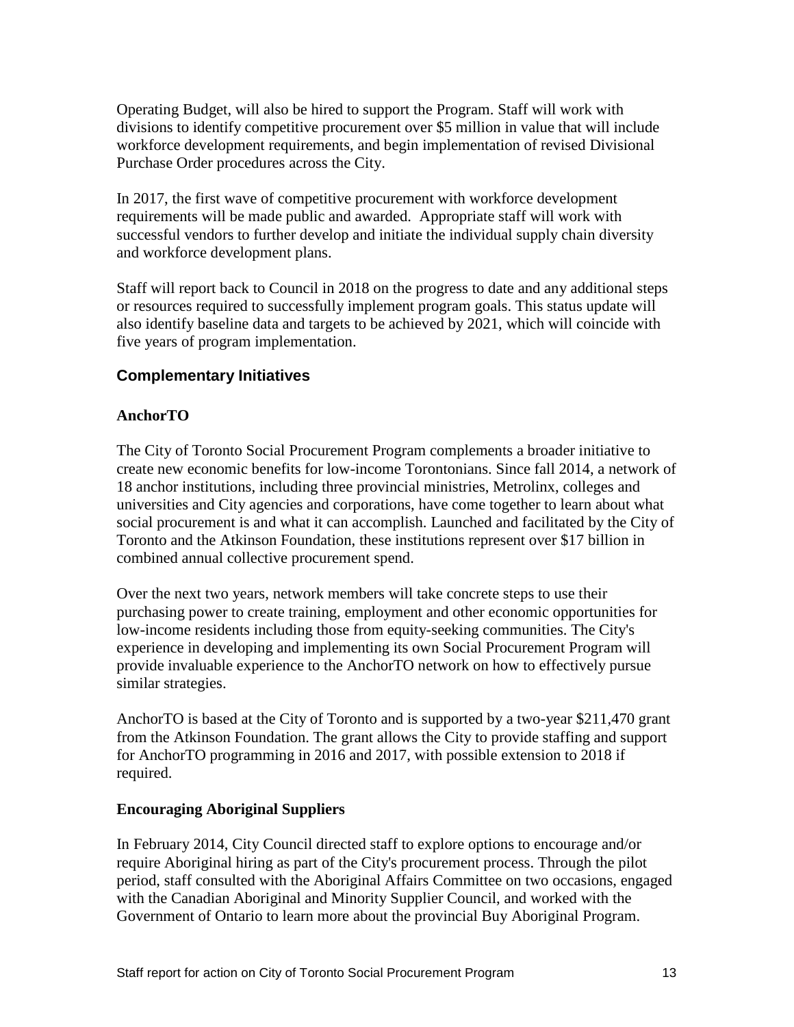Operating Budget, will also be hired to support the Program. Staff will work with divisions to identify competitive procurement over $5 million in value that will include workforce development requirements, and begin implementation of revised Divisional Purchase Order procedures across the City.

In 2017, the first wave of competitive procurement with workforce development requirements will be made public and awarded. Appropriate staff will work with successful vendors to further develop and initiate the individual supply chain diversity and workforce development plans.

Staff will report back to Council in 2018 on the progress to date and any additional steps or resources required to successfully implement program goals. This status update will also identify baseline data and targets to be achieved by 2021, which will coincide with five years of program implementation.

## Complementary Initiatives

### AnchorTO

The City of Toronto Social Procurement Program complements a broader initiative to create new economic benefits for low-income Torontonians. Since fall 2014, a network of 18 anchor institutions, including three provincial ministries, Metrolinx, colleges and universities and City agencies and corporations, have come together to learn about what social procurement is and what it can accomplish. Launched and facilitated by the City of Toronto and the Atkinson Foundation, these institutions represent over $17 billion in combined annual collective procurement spend.

Over the next two years, network members will take concrete steps to use their purchasing power to create training, employment and other economic opportunities for low-income residents including those from equity-seeking communities. The City's experience in developing and implementing its own Social Procurement Program will provide invaluable experience to the AnchorTO network on how to effectively pursue similar strategies.

AnchorTO is based at the City of Toronto and is supported by a two-year $211,470 grant from the Atkinson Foundation. The grant allows the City to provide staffing and support for AnchorTO programming in 2016 and 2017, with possible extension to 2018 if required.

### Encouraging Aboriginal Suppliers

In February 2014, City Council directed staff to explore options to encourage and/or require Aboriginal hiring as part of the City's procurement process. Through the pilot period, staff consulted with the Aboriginal Affairs Committee on two occasions, engaged with the Canadian Aboriginal and Minority Supplier Council, and worked with the Government of Ontario to learn more about the provincial Buy Aboriginal Program.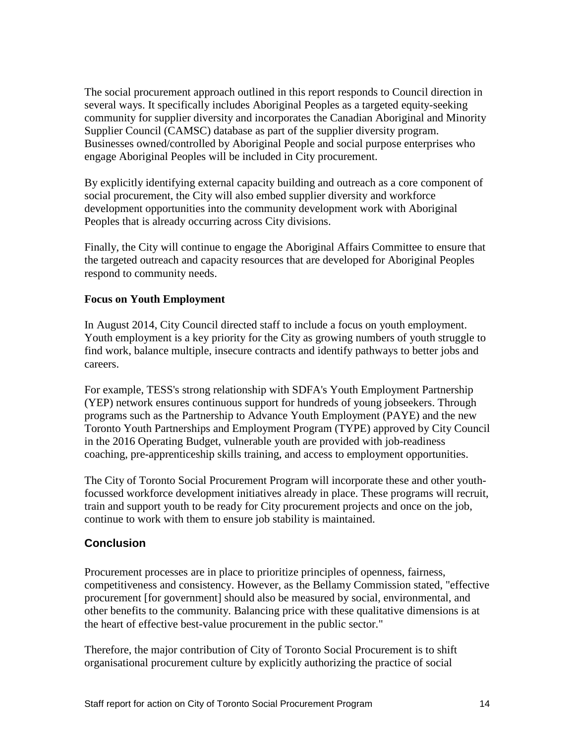The social procurement approach outlined in this report responds to Council direction in several ways. It specifically includes Aboriginal Peoples as a targeted equity-seeking community for supplier diversity and incorporates the Canadian Aboriginal and Minority Supplier Council (CAMSC) database as part of the supplier diversity program. Businesses owned/controlled by Aboriginal People and social purpose enterprises who engage Aboriginal Peoples will be included in City procurement.

By explicitly identifying external capacity building and outreach as a core component of social procurement, the City will also embed supplier diversity and workforce development opportunities into the community development work with Aboriginal Peoples that is already occurring across City divisions.

Finally, the City will continue to engage the Aboriginal Affairs Committee to ensure that the targeted outreach and capacity resources that are developed for Aboriginal Peoples respond to community needs.

**Focus on Youth Employment**

In August 2014, City Council directed staff to include a focus on youth employment. Youth employment is a key priority for the City as growing numbers of youth struggle to find work, balance multiple, insecure contracts and identify pathways to better jobs and careers.

For example, TESS's strong relationship with SDFA's Youth Employment Partnership (YEP) network ensures continuous support for hundreds of young jobseekers. Through programs such as the Partnership to Advance Youth Employment (PAYE) and the new Toronto Youth Partnerships and Employment Program (TYPE) approved by City Council in the 2016 Operating Budget, vulnerable youth are provided with job-readiness coaching, pre-apprenticeship skills training, and access to employment opportunities.

The City of Toronto Social Procurement Program will incorporate these and other youth-focussed workforce development initiatives already in place. These programs will recruit, train and support youth to be ready for City procurement projects and once on the job, continue to work with them to ensure job stability is maintained.

## Conclusion

Procurement processes are in place to prioritize principles of openness, fairness, competitiveness and consistency. However, as the Bellamy Commission stated, "effective procurement [for government] should also be measured by social, environmental, and other benefits to the community. Balancing price with these qualitative dimensions is at the heart of effective best-value procurement in the public sector."

Therefore, the major contribution of City of Toronto Social Procurement is to shift organisational procurement culture by explicitly authorizing the practice of social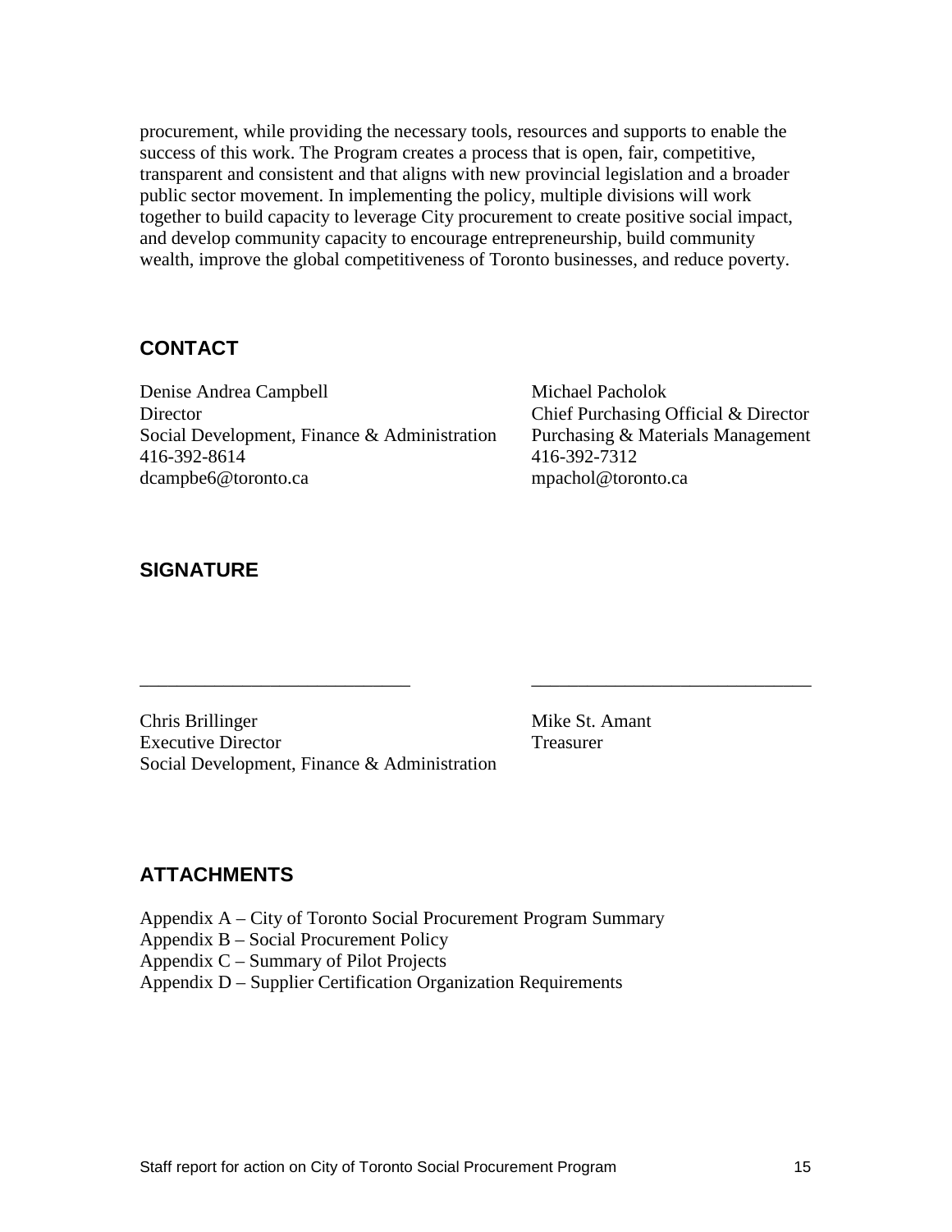procurement, while providing the necessary tools, resources and supports to enable the success of this work. The Program creates a process that is open, fair, competitive, transparent and consistent and that aligns with new provincial legislation and a broader public sector movement. In implementing the policy, multiple divisions will work together to build capacity to leverage City procurement to create positive social impact, and develop community capacity to encourage entrepreneurship, build community wealth, improve the global competitiveness of Toronto businesses, and reduce poverty.

## CONTACT

Denise Andrea Campbell
Director
Social Development, Finance & Administration
416-392-8614
dcampbe6@toronto.ca

Michael Pacholok
Chief Purchasing Official & Director
Purchasing & Materials Management
416-392-7312
mpachol@toronto.ca

## SIGNATURE

\_\_\_\_\_\_\_\_\_\_\_\_\_\_\_\_\_\_\_\_\_\_\_\_\_\_\_\_

Chris Brillinger
Executive Director
Social Development, Finance & Administration

\_\_\_\_\_\_\_\_\_\_\_\_\_\_\_\_\_\_\_\_\_\_\_\_\_\_\_\_

Mike St. Amant
Treasurer

## ATTACHMENTS

Appendix A – City of Toronto Social Procurement Program Summary
Appendix B – Social Procurement Policy
Appendix C – Summary of Pilot Projects
Appendix D – Supplier Certification Organization Requirements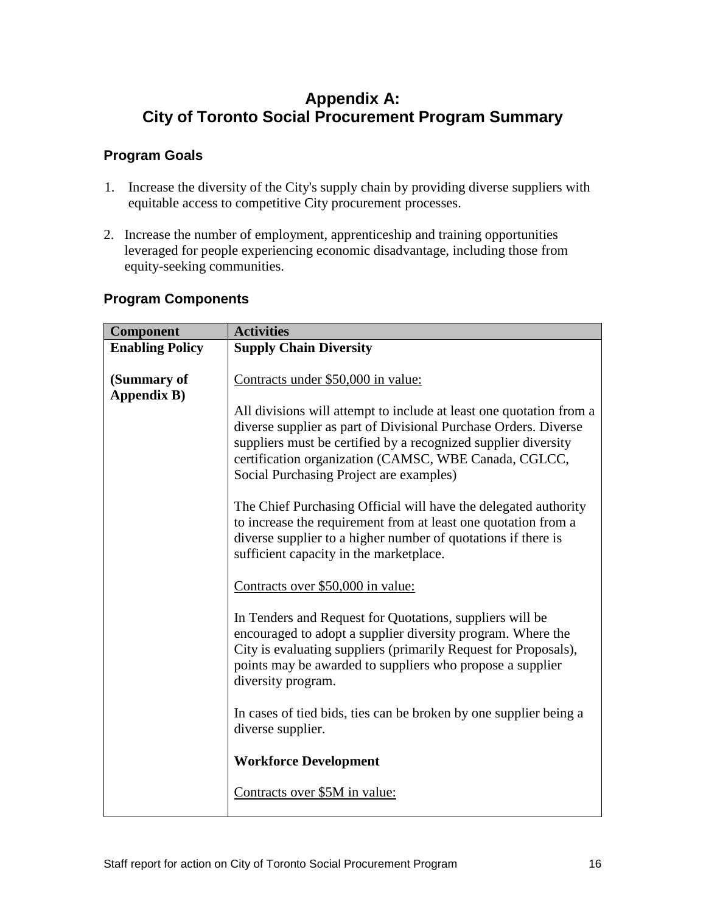# Appendix A:
# City of Toronto Social Procurement Program Summary

## Program Goals

1. Increase the diversity of the City's supply chain by providing diverse suppliers with equitable access to competitive City procurement processes.

2. Increase the number of employment, apprenticeship and training opportunities leveraged for people experiencing economic disadvantage, including those from equity-seeking communities.

## Program Components

| Component | Activities |
|---|---|
| **Enabling Policy**<br><br>**(Summary of Appendix B)** | **Supply Chain Diversity**<br><br><u>Contracts under $50,000 in value:</u><br><br>All divisions will attempt to include at least one quotation from a diverse supplier as part of Divisional Purchase Orders. Diverse suppliers must be certified by a recognized supplier diversity certification organization (CAMSC, WBE Canada, CGLCC, Social Purchasing Project are examples)<br><br>The Chief Purchasing Official will have the delegated authority to increase the requirement from at least one quotation from a diverse supplier to a higher number of quotations if there is sufficient capacity in the marketplace.<br><br><u>Contracts over $50,000 in value:</u><br><br>In Tenders and Request for Quotations, suppliers will be encouraged to adopt a supplier diversity program. Where the City is evaluating suppliers (primarily Request for Proposals), points may be awarded to suppliers who propose a supplier diversity program.<br><br>In cases of tied bids, ties can be broken by one supplier being a diverse supplier.<br><br>**Workforce Development**<br><br><u>Contracts over $5M in value:</u> |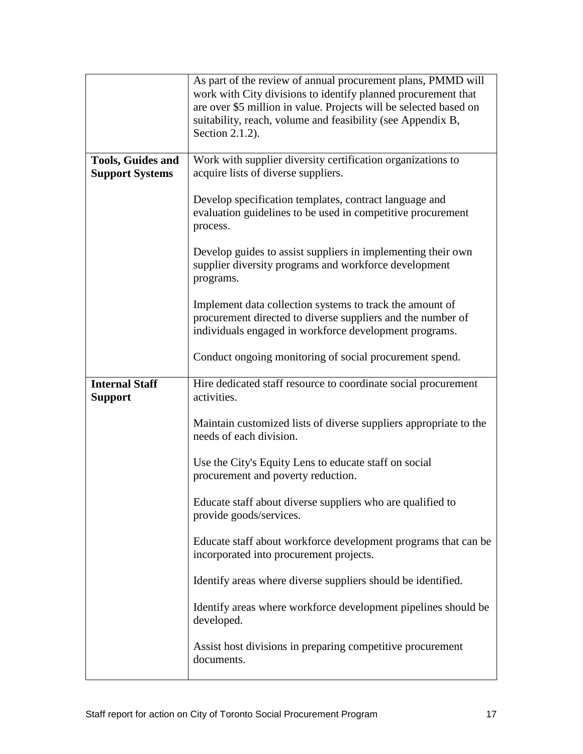| | |
|---|---|
| | As part of the review of annual procurement plans, PMMD will work with City divisions to identify planned procurement that are over $5 million in value. Projects will be selected based on suitability, reach, volume and feasibility (see Appendix B, Section 2.1.2). |
| **Tools, Guides and Support Systems** | Work with supplier diversity certification organizations to acquire lists of diverse suppliers.<br><br>Develop specification templates, contract language and evaluation guidelines to be used in competitive procurement process.<br><br>Develop guides to assist suppliers in implementing their own supplier diversity programs and workforce development programs.<br><br>Implement data collection systems to track the amount of procurement directed to diverse suppliers and the number of individuals engaged in workforce development programs.<br><br>Conduct ongoing monitoring of social procurement spend. |
| **Internal Staff Support** | Hire dedicated staff resource to coordinate social procurement activities.<br><br>Maintain customized lists of diverse suppliers appropriate to the needs of each division.<br><br>Use the City's Equity Lens to educate staff on social procurement and poverty reduction.<br><br>Educate staff about diverse suppliers who are qualified to provide goods/services.<br><br>Educate staff about workforce development programs that can be incorporated into procurement projects.<br><br>Identify areas where diverse suppliers should be identified.<br><br>Identify areas where workforce development pipelines should be developed.<br><br>Assist host divisions in preparing competitive procurement documents. |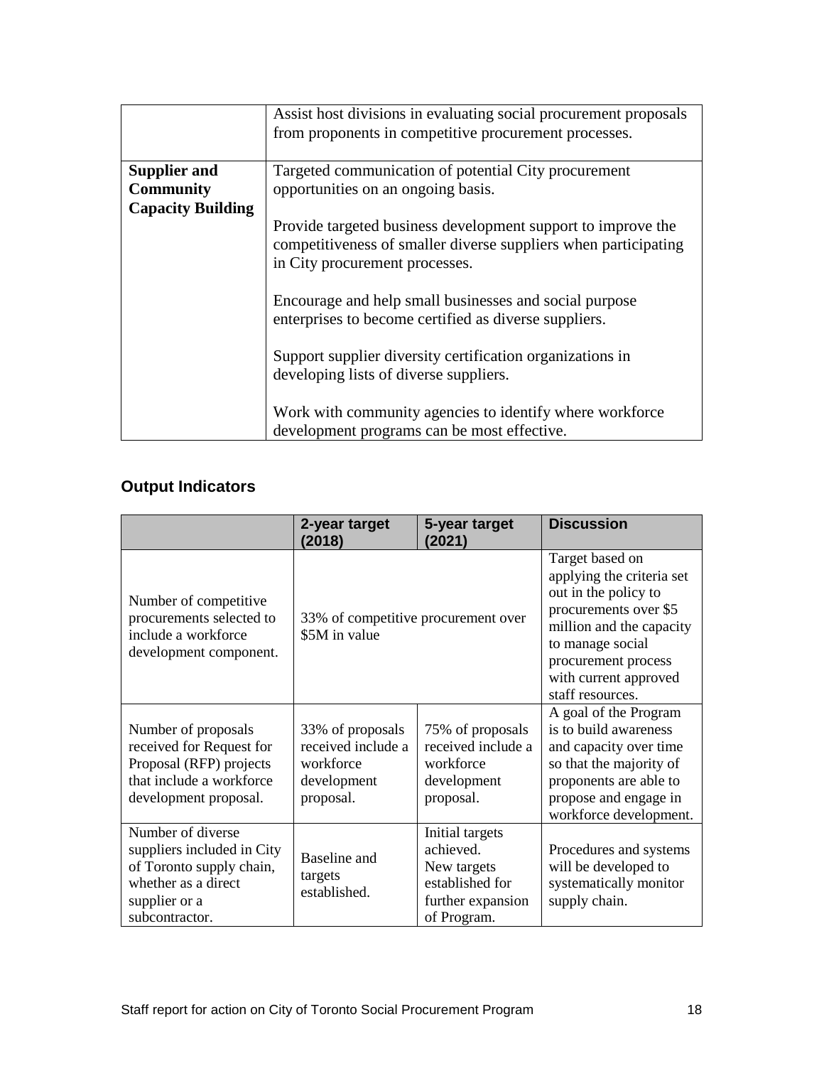| | |
|---|---|
| | Assist host divisions in evaluating social procurement proposals from proponents in competitive procurement processes. |
| **Supplier and Community Capacity Building** | Targeted communication of potential City procurement opportunities on an ongoing basis.<br><br>Provide targeted business development support to improve the competitiveness of smaller diverse suppliers when participating in City procurement processes.<br><br>Encourage and help small businesses and social purpose enterprises to become certified as diverse suppliers.<br><br>Support supplier diversity certification organizations in developing lists of diverse suppliers.<br><br>Work with community agencies to identify where workforce development programs can be most effective. |

## Output Indicators

| | 2-year target (2018) | 5-year target (2021) | Discussion |
|---|---|---|---|
| Number of competitive procurements selected to include a workforce development component. | 33% of competitive procurement over $5M in value | | Target based on applying the criteria set out in the policy to procurements over $5 million and the capacity to manage social procurement process with current approved staff resources. |
| Number of proposals received for Request for Proposal (RFP) projects that include a workforce development proposal. | 33% of proposals received include a workforce development proposal. | 75% of proposals received include a workforce development proposal. | A goal of the Program is to build awareness and capacity over time so that the majority of proponents are able to propose and engage in workforce development. |
| Number of diverse suppliers included in City of Toronto supply chain, whether as a direct supplier or a subcontractor. | Baseline and targets established. | Initial targets achieved. New targets established for further expansion of Program. | Procedures and systems will be developed to systematically monitor supply chain. |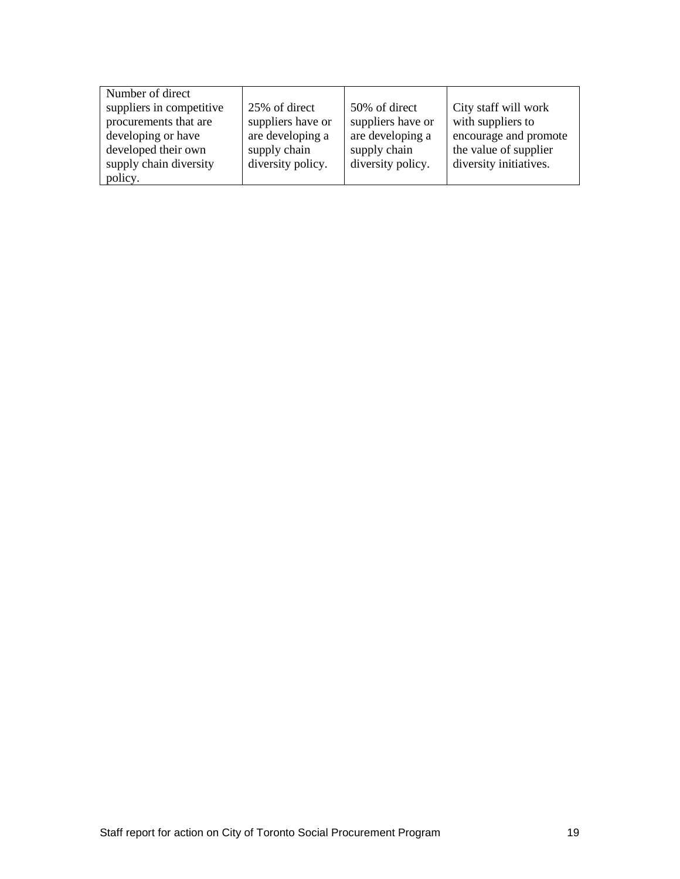| Number of direct suppliers in competitive procurements that are developing or have developed their own supply chain diversity policy. | 25% of direct suppliers have or are developing a supply chain diversity policy. | 50% of direct suppliers have or are developing a supply chain diversity policy. | City staff will work with suppliers to encourage and promote the value of supplier diversity initiatives. |
|---|---|---|---|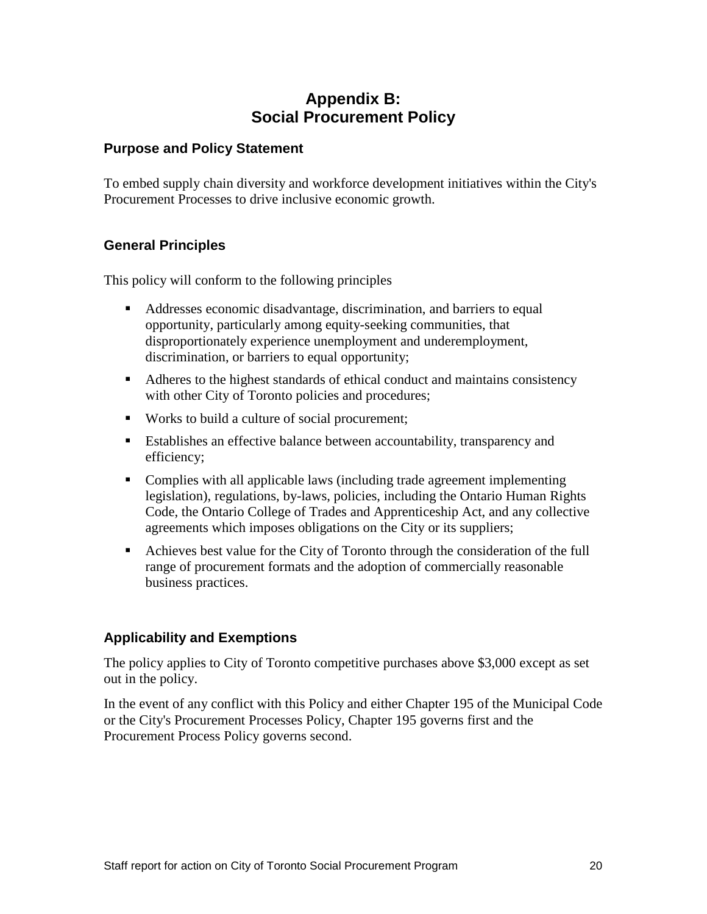# Appendix B:
# Social Procurement Policy

## Purpose and Policy Statement

To embed supply chain diversity and workforce development initiatives within the City's Procurement Processes to drive inclusive economic growth.

## General Principles

This policy will conform to the following principles

- Addresses economic disadvantage, discrimination, and barriers to equal opportunity, particularly among equity-seeking communities, that disproportionately experience unemployment and underemployment, discrimination, or barriers to equal opportunity;
- Adheres to the highest standards of ethical conduct and maintains consistency with other City of Toronto policies and procedures;
- Works to build a culture of social procurement;
- Establishes an effective balance between accountability, transparency and efficiency;
- Complies with all applicable laws (including trade agreement implementing legislation), regulations, by-laws, policies, including the Ontario Human Rights Code, the Ontario College of Trades and Apprenticeship Act, and any collective agreements which imposes obligations on the City or its suppliers;
- Achieves best value for the City of Toronto through the consideration of the full range of procurement formats and the adoption of commercially reasonable business practices.

## Applicability and Exemptions

The policy applies to City of Toronto competitive purchases above $3,000 except as set out in the policy.

In the event of any conflict with this Policy and either Chapter 195 of the Municipal Code or the City's Procurement Processes Policy, Chapter 195 governs first and the Procurement Process Policy governs second.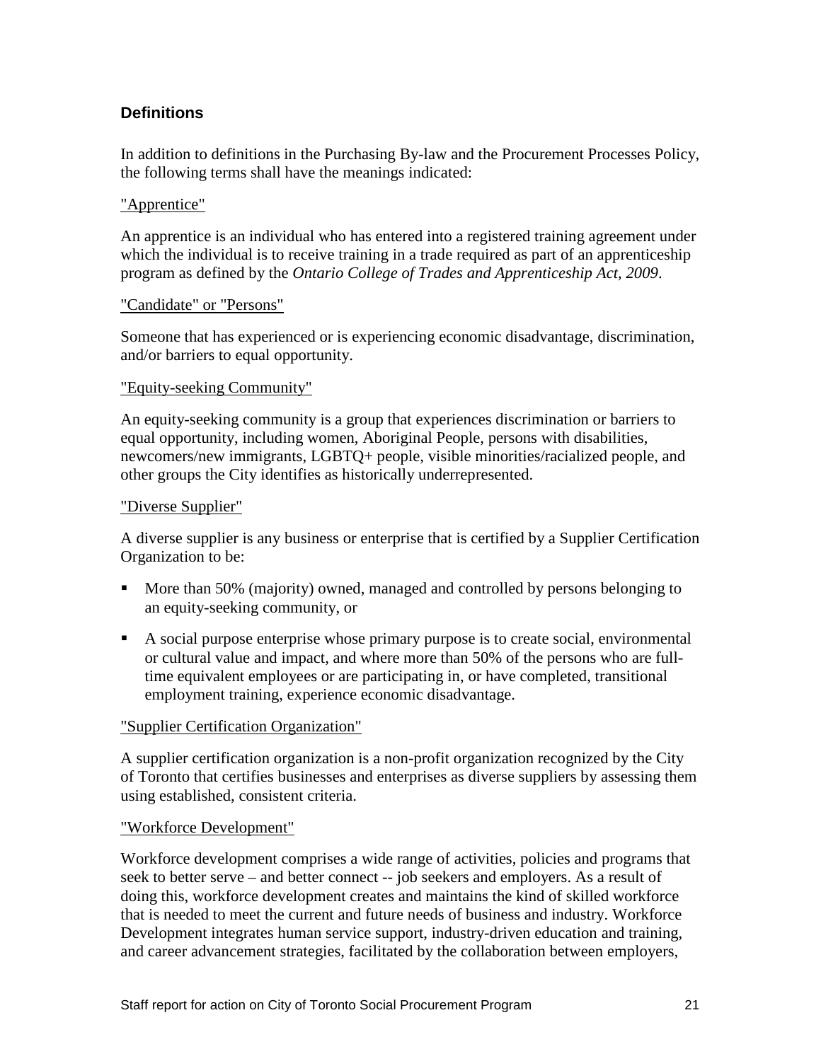## Definitions

In addition to definitions in the Purchasing By-law and the Procurement Processes Policy, the following terms shall have the meanings indicated:

"Apprentice"

An apprentice is an individual who has entered into a registered training agreement under which the individual is to receive training in a trade required as part of an apprenticeship program as defined by the *Ontario College of Trades and Apprenticeship Act, 2009*.

"Candidate" or "Persons"

Someone that has experienced or is experiencing economic disadvantage, discrimination, and/or barriers to equal opportunity.

"Equity-seeking Community"

An equity-seeking community is a group that experiences discrimination or barriers to equal opportunity, including women, Aboriginal People, persons with disabilities, newcomers/new immigrants, LGBTQ+ people, visible minorities/racialized people, and other groups the City identifies as historically underrepresented.

"Diverse Supplier"

A diverse supplier is any business or enterprise that is certified by a Supplier Certification Organization to be:

- More than 50% (majority) owned, managed and controlled by persons belonging to an equity-seeking community, or
- A social purpose enterprise whose primary purpose is to create social, environmental or cultural value and impact, and where more than 50% of the persons who are full-time equivalent employees or are participating in, or have completed, transitional employment training, experience economic disadvantage.

"Supplier Certification Organization"

A supplier certification organization is a non-profit organization recognized by the City of Toronto that certifies businesses and enterprises as diverse suppliers by assessing them using established, consistent criteria.

"Workforce Development"

Workforce development comprises a wide range of activities, policies and programs that seek to better serve – and better connect -- job seekers and employers. As a result of doing this, workforce development creates and maintains the kind of skilled workforce that is needed to meet the current and future needs of business and industry. Workforce Development integrates human service support, industry-driven education and training, and career advancement strategies, facilitated by the collaboration between employers,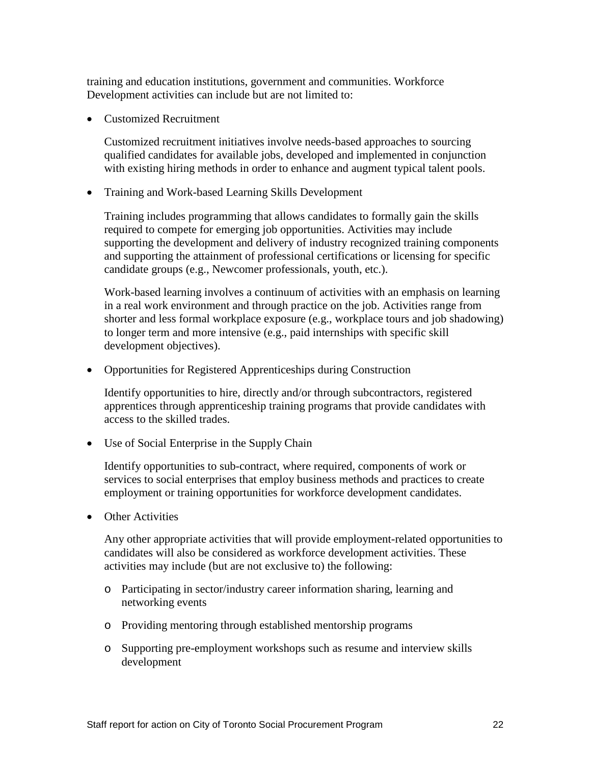training and education institutions, government and communities. Workforce Development activities can include but are not limited to:

- Customized Recruitment

  Customized recruitment initiatives involve needs-based approaches to sourcing qualified candidates for available jobs, developed and implemented in conjunction with existing hiring methods in order to enhance and augment typical talent pools.

- Training and Work-based Learning Skills Development

  Training includes programming that allows candidates to formally gain the skills required to compete for emerging job opportunities. Activities may include supporting the development and delivery of industry recognized training components and supporting the attainment of professional certifications or licensing for specific candidate groups (e.g., Newcomer professionals, youth, etc.).

  Work-based learning involves a continuum of activities with an emphasis on learning in a real work environment and through practice on the job. Activities range from shorter and less formal workplace exposure (e.g., workplace tours and job shadowing) to longer term and more intensive (e.g., paid internships with specific skill development objectives).

- Opportunities for Registered Apprenticeships during Construction

  Identify opportunities to hire, directly and/or through subcontractors, registered apprentices through apprenticeship training programs that provide candidates with access to the skilled trades.

- Use of Social Enterprise in the Supply Chain

  Identify opportunities to sub-contract, where required, components of work or services to social enterprises that employ business methods and practices to create employment or training opportunities for workforce development candidates.

- Other Activities

  Any other appropriate activities that will provide employment-related opportunities to candidates will also be considered as workforce development activities. These activities may include (but are not exclusive to) the following:

  - Participating in sector/industry career information sharing, learning and networking events
  - Providing mentoring through established mentorship programs
  - Supporting pre-employment workshops such as resume and interview skills development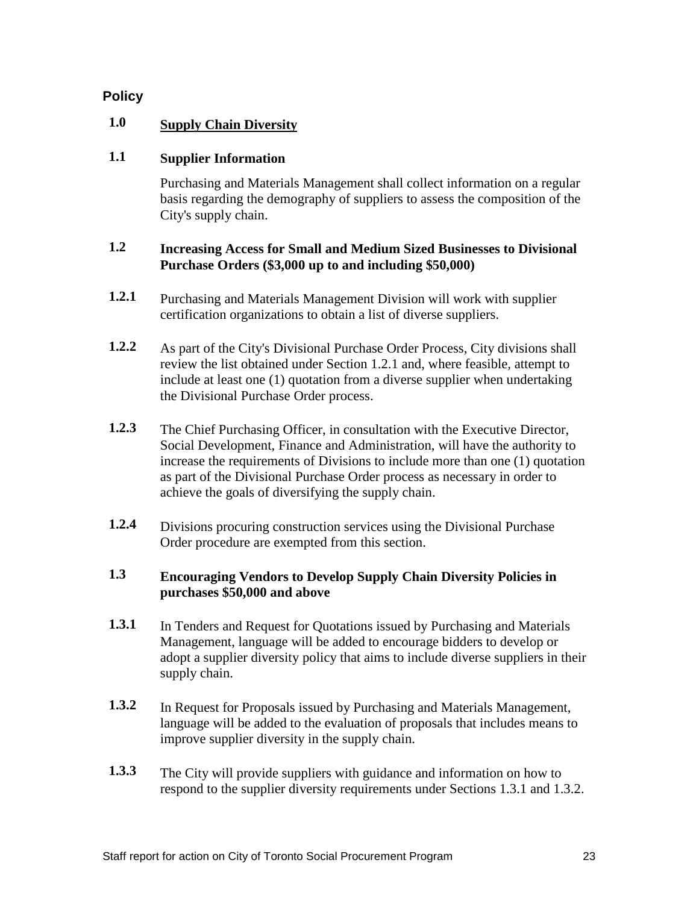## Policy

### 1.0 Supply Chain Diversity

### 1.1 Supplier Information

Purchasing and Materials Management shall collect information on a regular basis regarding the demography of suppliers to assess the composition of the City's supply chain.

### 1.2 Increasing Access for Small and Medium Sized Businesses to Divisional Purchase Orders ($3,000 up to and including $50,000)

**1.2.1** Purchasing and Materials Management Division will work with supplier certification organizations to obtain a list of diverse suppliers.

**1.2.2** As part of the City's Divisional Purchase Order Process, City divisions shall review the list obtained under Section 1.2.1 and, where feasible, attempt to include at least one (1) quotation from a diverse supplier when undertaking the Divisional Purchase Order process.

**1.2.3** The Chief Purchasing Officer, in consultation with the Executive Director, Social Development, Finance and Administration, will have the authority to increase the requirements of Divisions to include more than one (1) quotation as part of the Divisional Purchase Order process as necessary in order to achieve the goals of diversifying the supply chain.

**1.2.4** Divisions procuring construction services using the Divisional Purchase Order procedure are exempted from this section.

### 1.3 Encouraging Vendors to Develop Supply Chain Diversity Policies in purchases $50,000 and above

**1.3.1** In Tenders and Request for Quotations issued by Purchasing and Materials Management, language will be added to encourage bidders to develop or adopt a supplier diversity policy that aims to include diverse suppliers in their supply chain.

**1.3.2** In Request for Proposals issued by Purchasing and Materials Management, language will be added to the evaluation of proposals that includes means to improve supplier diversity in the supply chain.

**1.3.3** The City will provide suppliers with guidance and information on how to respond to the supplier diversity requirements under Sections 1.3.1 and 1.3.2.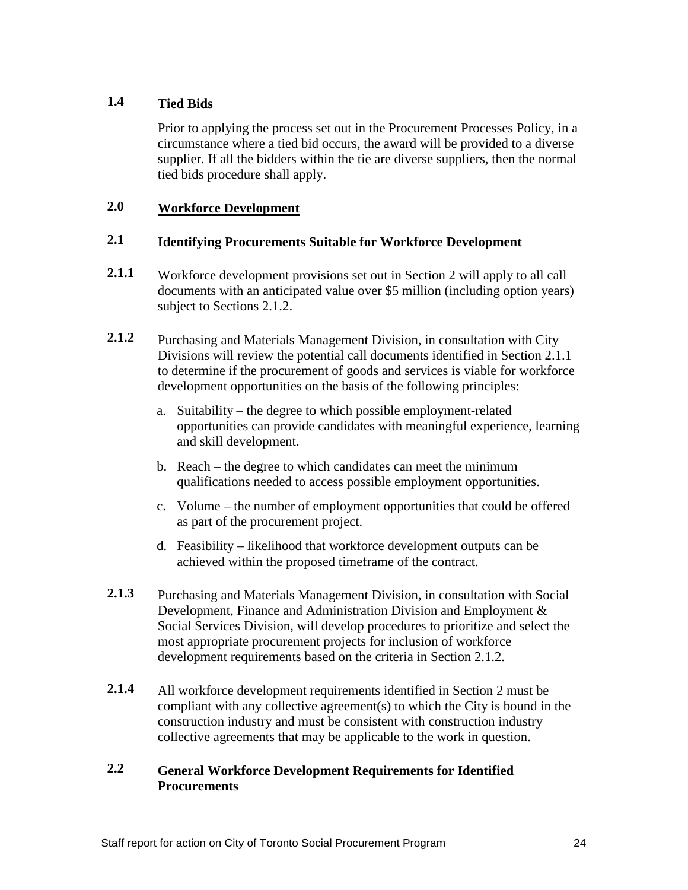### 1.4 Tied Bids

Prior to applying the process set out in the Procurement Processes Policy, in a circumstance where a tied bid occurs, the award will be provided to a diverse supplier. If all the bidders within the tie are diverse suppliers, then the normal tied bids procedure shall apply.

## 2.0 <u>Workforce Development</u>

### 2.1 Identifying Procurements Suitable for Workforce Development

**2.1.1** Workforce development provisions set out in Section 2 will apply to all call documents with an anticipated value over $5 million (including option years) subject to Sections 2.1.2.

**2.1.2** Purchasing and Materials Management Division, in consultation with City Divisions will review the potential call documents identified in Section 2.1.1 to determine if the procurement of goods and services is viable for workforce development opportunities on the basis of the following principles:

a. Suitability – the degree to which possible employment-related opportunities can provide candidates with meaningful experience, learning and skill development.

b. Reach – the degree to which candidates can meet the minimum qualifications needed to access possible employment opportunities.

c. Volume – the number of employment opportunities that could be offered as part of the procurement project.

d. Feasibility – likelihood that workforce development outputs can be achieved within the proposed timeframe of the contract.

**2.1.3** Purchasing and Materials Management Division, in consultation with Social Development, Finance and Administration Division and Employment & Social Services Division, will develop procedures to prioritize and select the most appropriate procurement projects for inclusion of workforce development requirements based on the criteria in Section 2.1.2.

**2.1.4** All workforce development requirements identified in Section 2 must be compliant with any collective agreement(s) to which the City is bound in the construction industry and must be consistent with construction industry collective agreements that may be applicable to the work in question.

### 2.2 General Workforce Development Requirements for Identified Procurements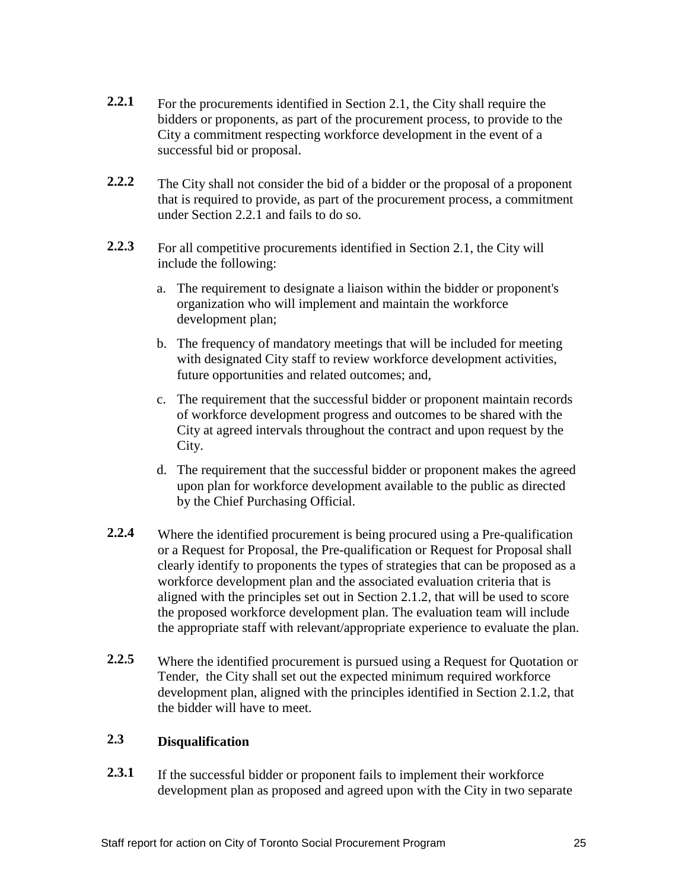**2.2.1** For the procurements identified in Section 2.1, the City shall require the bidders or proponents, as part of the procurement process, to provide to the City a commitment respecting workforce development in the event of a successful bid or proposal.

**2.2.2** The City shall not consider the bid of a bidder or the proposal of a proponent that is required to provide, as part of the procurement process, a commitment under Section 2.2.1 and fails to do so.

**2.2.3** For all competitive procurements identified in Section 2.1, the City will include the following:

a. The requirement to designate a liaison within the bidder or proponent's organization who will implement and maintain the workforce development plan;

b. The frequency of mandatory meetings that will be included for meeting with designated City staff to review workforce development activities, future opportunities and related outcomes; and,

c. The requirement that the successful bidder or proponent maintain records of workforce development progress and outcomes to be shared with the City at agreed intervals throughout the contract and upon request by the City.

d. The requirement that the successful bidder or proponent makes the agreed upon plan for workforce development available to the public as directed by the Chief Purchasing Official.

**2.2.4** Where the identified procurement is being procured using a Pre-qualification or a Request for Proposal, the Pre-qualification or Request for Proposal shall clearly identify to proponents the types of strategies that can be proposed as a workforce development plan and the associated evaluation criteria that is aligned with the principles set out in Section 2.1.2, that will be used to score the proposed workforce development plan. The evaluation team will include the appropriate staff with relevant/appropriate experience to evaluate the plan.

**2.2.5** Where the identified procurement is pursued using a Request for Quotation or Tender, the City shall set out the expected minimum required workforce development plan, aligned with the principles identified in Section 2.1.2, that the bidder will have to meet.

### 2.3 Disqualification

**2.3.1** If the successful bidder or proponent fails to implement their workforce development plan as proposed and agreed upon with the City in two separate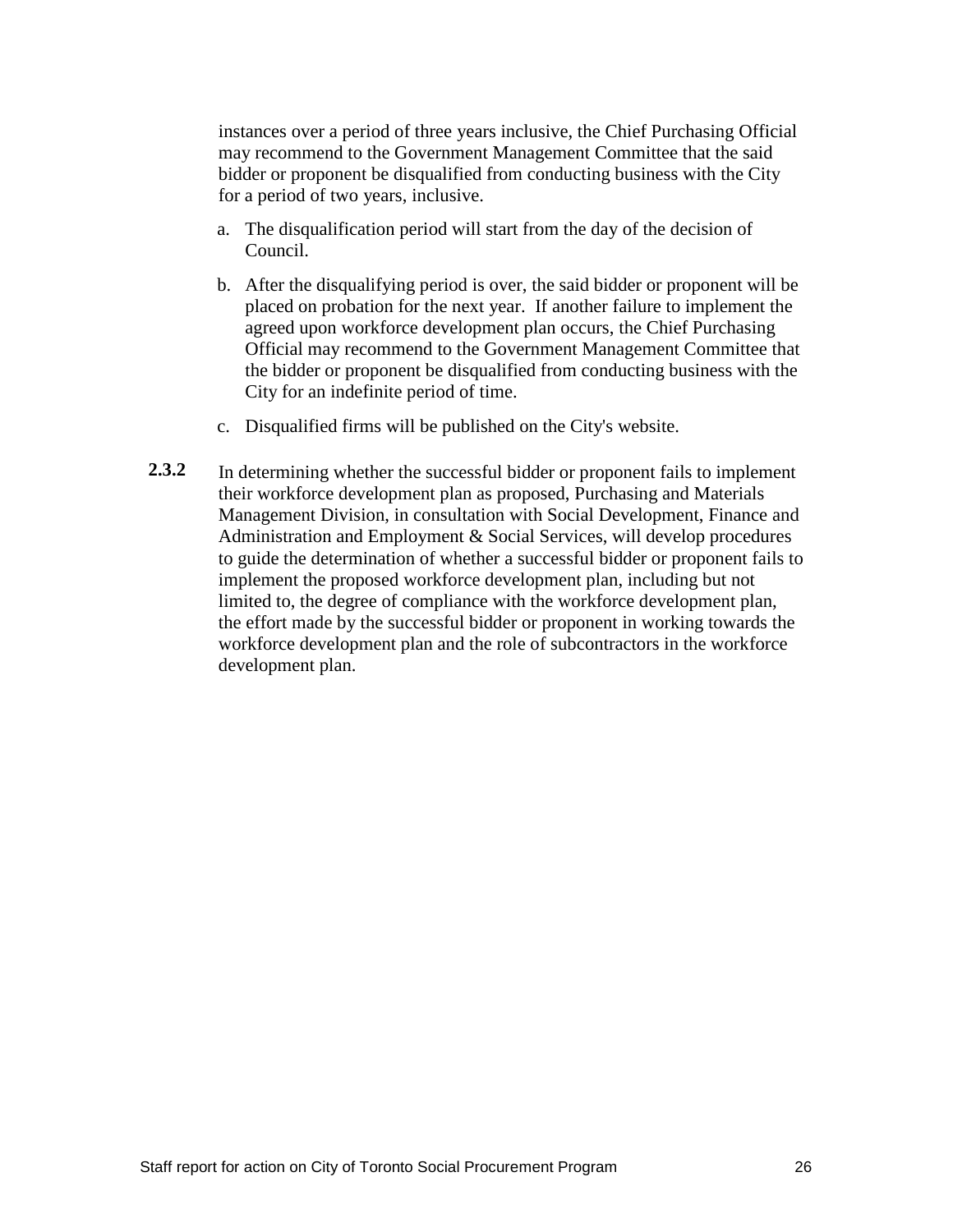instances over a period of three years inclusive, the Chief Purchasing Official may recommend to the Government Management Committee that the said bidder or proponent be disqualified from conducting business with the City for a period of two years, inclusive.

a. The disqualification period will start from the day of the decision of Council.

b. After the disqualifying period is over, the said bidder or proponent will be placed on probation for the next year. If another failure to implement the agreed upon workforce development plan occurs, the Chief Purchasing Official may recommend to the Government Management Committee that the bidder or proponent be disqualified from conducting business with the City for an indefinite period of time.

c. Disqualified firms will be published on the City's website.

**2.3.2** In determining whether the successful bidder or proponent fails to implement their workforce development plan as proposed, Purchasing and Materials Management Division, in consultation with Social Development, Finance and Administration and Employment & Social Services, will develop procedures to guide the determination of whether a successful bidder or proponent fails to implement the proposed workforce development plan, including but not limited to, the degree of compliance with the workforce development plan, the effort made by the successful bidder or proponent in working towards the workforce development plan and the role of subcontractors in the workforce development plan.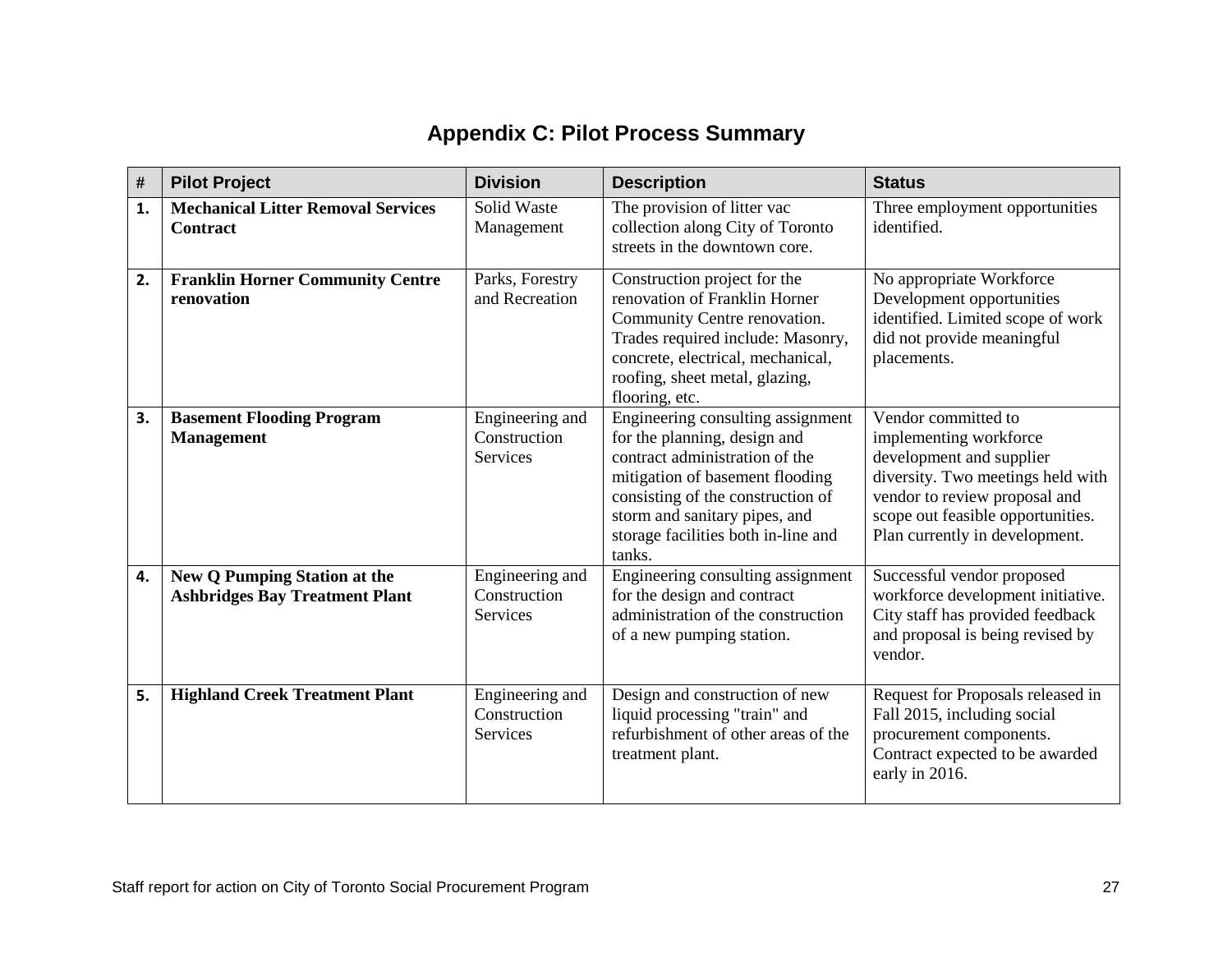# Appendix C: Pilot Process Summary

| # | Pilot Project | Division | Description | Status |
|---|---|---|---|---|
| 1. | **Mechanical Litter Removal Services Contract** | Solid Waste Management | The provision of litter vac collection along City of Toronto streets in the downtown core. | Three employment opportunities identified. |
| 2. | **Franklin Horner Community Centre renovation** | Parks, Forestry and Recreation | Construction project for the renovation of Franklin Horner Community Centre renovation. Trades required include: Masonry, concrete, electrical, mechanical, roofing, sheet metal, glazing, flooring, etc. | No appropriate Workforce Development opportunities identified. Limited scope of work did not provide meaningful placements. |
| 3. | **Basement Flooding Program Management** | Engineering and Construction Services | Engineering consulting assignment for the planning, design and contract administration of the mitigation of basement flooding consisting of the construction of storm and sanitary pipes, and storage facilities both in-line and tanks. | Vendor committed to implementing workforce development and supplier diversity. Two meetings held with vendor to review proposal and scope out feasible opportunities. Plan currently in development. |
| 4. | **New Q Pumping Station at the Ashbridges Bay Treatment Plant** | Engineering and Construction Services | Engineering consulting assignment for the design and contract administration of the construction of a new pumping station. | Successful vendor proposed workforce development initiative. City staff has provided feedback and proposal is being revised by vendor. |
| 5. | **Highland Creek Treatment Plant** | Engineering and Construction Services | Design and construction of new liquid processing "train" and refurbishment of other areas of the treatment plant. | Request for Proposals released in Fall 2015, including social procurement components. Contract expected to be awarded early in 2016. |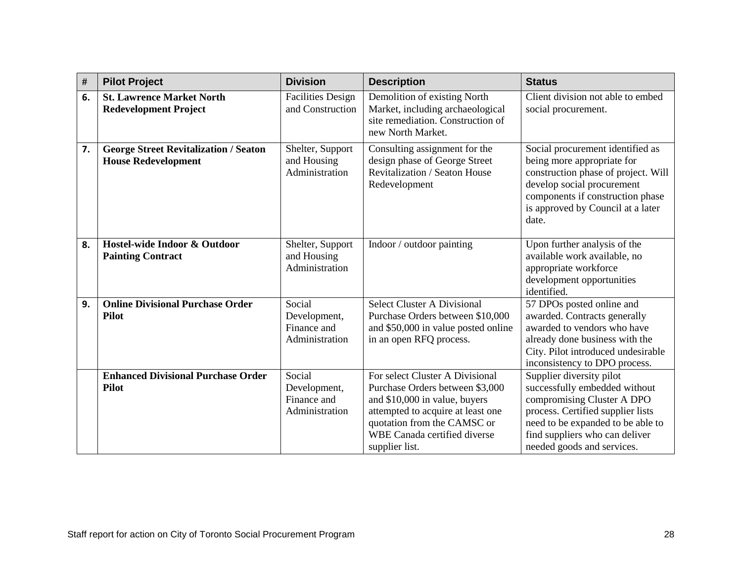| # | Pilot Project | Division | Description | Status |
|---|---|---|---|---|
| 6. | **St. Lawrence Market North Redevelopment Project** | Facilities Design and Construction | Demolition of existing North Market, including archaeological site remediation. Construction of new North Market. | Client division not able to embed social procurement. |
| 7. | **George Street Revitalization / Seaton House Redevelopment** | Shelter, Support and Housing Administration | Consulting assignment for the design phase of George Street Revitalization / Seaton House Redevelopment | Social procurement identified as being more appropriate for construction phase of project. Will develop social procurement components if construction phase is approved by Council at a later date. |
| 8. | **Hostel-wide Indoor & Outdoor Painting Contract** | Shelter, Support and Housing Administration | Indoor / outdoor painting | Upon further analysis of the available work available, no appropriate workforce development opportunities identified. |
| 9. | **Online Divisional Purchase Order Pilot** | Social Development, Finance and Administration | Select Cluster A Divisional Purchase Orders between $10,000 and $50,000 in value posted online in an open RFQ process. | 57 DPOs posted online and awarded. Contracts generally awarded to vendors who have already done business with the City. Pilot introduced undesirable inconsistency to DPO process. |
| | **Enhanced Divisional Purchase Order Pilot** | Social Development, Finance and Administration | For select Cluster A Divisional Purchase Orders between $3,000 and $10,000 in value, buyers attempted to acquire at least one quotation from the CAMSC or WBE Canada certified diverse supplier list. | Supplier diversity pilot successfully embedded without compromising Cluster A DPO process. Certified supplier lists need to be expanded to be able to find suppliers who can deliver needed goods and services. |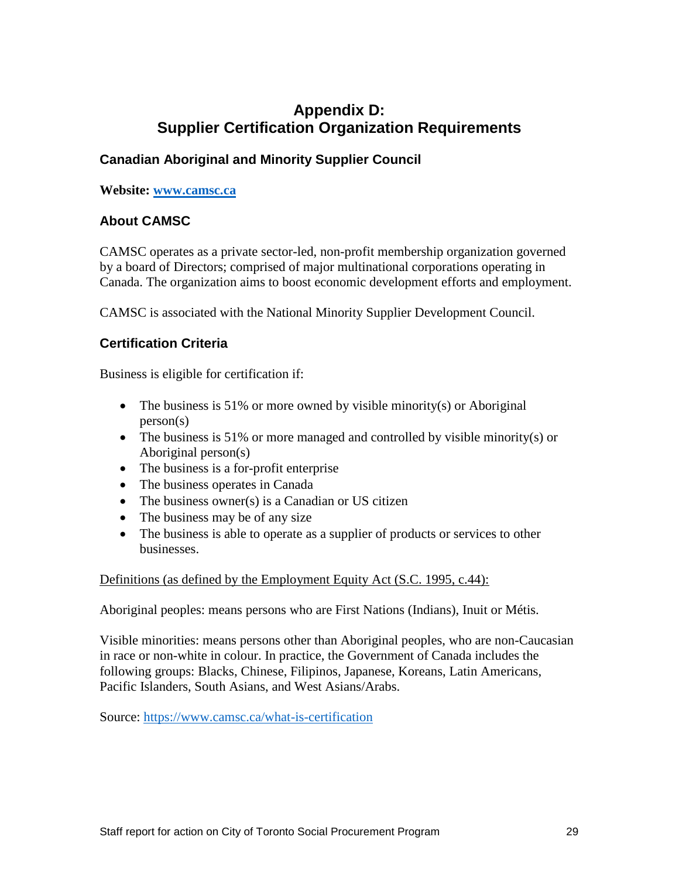# Appendix D: Supplier Certification Organization Requirements

## Canadian Aboriginal and Minority Supplier Council

**Website: [www.camsc.ca](www.camsc.ca)**

### About CAMSC

CAMSC operates as a private sector-led, non-profit membership organization governed by a board of Directors; comprised of major multinational corporations operating in Canada. The organization aims to boost economic development efforts and employment.

CAMSC is associated with the National Minority Supplier Development Council.

### Certification Criteria

Business is eligible for certification if:

- The business is 51% or more owned by visible minority(s) or Aboriginal person(s)
- The business is 51% or more managed and controlled by visible minority(s) or Aboriginal person(s)
- The business is a for-profit enterprise
- The business operates in Canada
- The business owner(s) is a Canadian or US citizen
- The business may be of any size
- The business is able to operate as a supplier of products or services to other businesses.

Definitions (as defined by the Employment Equity Act (S.C. 1995, c.44):

Aboriginal peoples: means persons who are First Nations (Indians), Inuit or Métis.

Visible minorities: means persons other than Aboriginal peoples, who are non-Caucasian in race or non-white in colour. In practice, the Government of Canada includes the following groups: Blacks, Chinese, Filipinos, Japanese, Koreans, Latin Americans, Pacific Islanders, South Asians, and West Asians/Arabs.

Source: [https://www.camsc.ca/what-is-certification](https://www.camsc.ca/what-is-certification)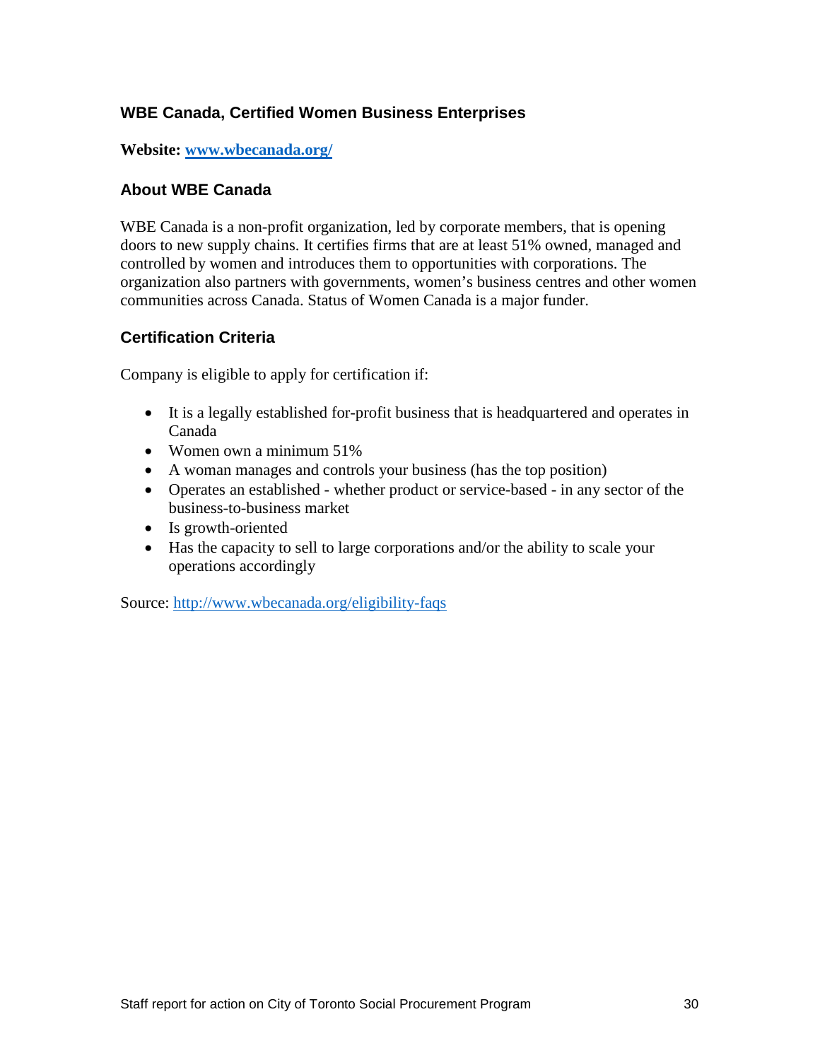## WBE Canada, Certified Women Business Enterprises

**Website: [www.wbecanada.org/](http://www.wbecanada.org/)**

### About WBE Canada

WBE Canada is a non-profit organization, led by corporate members, that is opening doors to new supply chains. It certifies firms that are at least 51% owned, managed and controlled by women and introduces them to opportunities with corporations. The organization also partners with governments, women's business centres and other women communities across Canada. Status of Women Canada is a major funder.

### Certification Criteria

Company is eligible to apply for certification if:

- It is a legally established for-profit business that is headquartered and operates in Canada
- Women own a minimum 51%
- A woman manages and controls your business (has the top position)
- Operates an established - whether product or service-based - in any sector of the business-to-business market
- Is growth-oriented
- Has the capacity to sell to large corporations and/or the ability to scale your operations accordingly

Source: [http://www.wbecanada.org/eligibility-faqs](http://www.wbecanada.org/eligibility-faqs)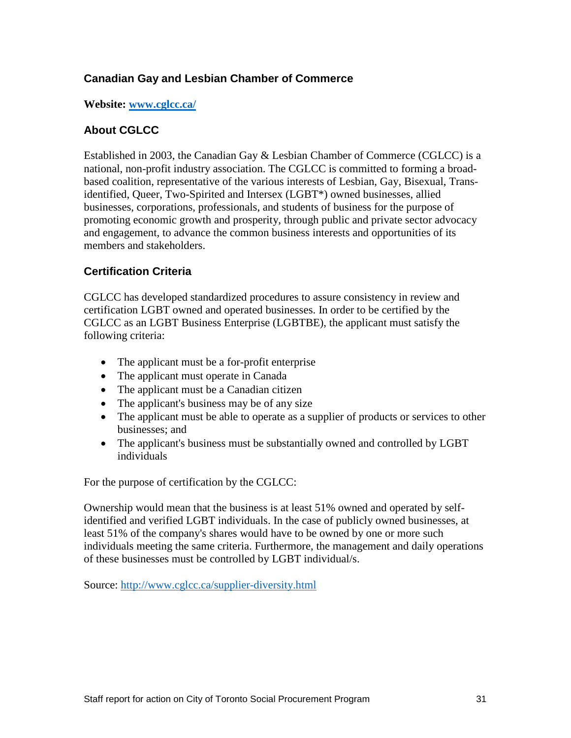## Canadian Gay and Lesbian Chamber of Commerce

**Website: [www.cglcc.ca/](http://www.cglcc.ca/)**

### About CGLCC

Established in 2003, the Canadian Gay & Lesbian Chamber of Commerce (CGLCC) is a national, non-profit industry association. The CGLCC is committed to forming a broad-based coalition, representative of the various interests of Lesbian, Gay, Bisexual, Trans-identified, Queer, Two-Spirited and Intersex (LGBT*) owned businesses, allied businesses, corporations, professionals, and students of business for the purpose of promoting economic growth and prosperity, through public and private sector advocacy and engagement, to advance the common business interests and opportunities of its members and stakeholders.

### Certification Criteria

CGLCC has developed standardized procedures to assure consistency in review and certification LGBT owned and operated businesses. In order to be certified by the CGLCC as an LGBT Business Enterprise (LGBTBE), the applicant must satisfy the following criteria:

- The applicant must be a for-profit enterprise
- The applicant must operate in Canada
- The applicant must be a Canadian citizen
- The applicant's business may be of any size
- The applicant must be able to operate as a supplier of products or services to other businesses; and
- The applicant's business must be substantially owned and controlled by LGBT individuals

For the purpose of certification by the CGLCC:

Ownership would mean that the business is at least 51% owned and operated by self-identified and verified LGBT individuals. In the case of publicly owned businesses, at least 51% of the company's shares would have to be owned by one or more such individuals meeting the same criteria. Furthermore, the management and daily operations of these businesses must be controlled by LGBT individual/s.

Source: [http://www.cglcc.ca/supplier-diversity.html](http://www.cglcc.ca/supplier-diversity.html)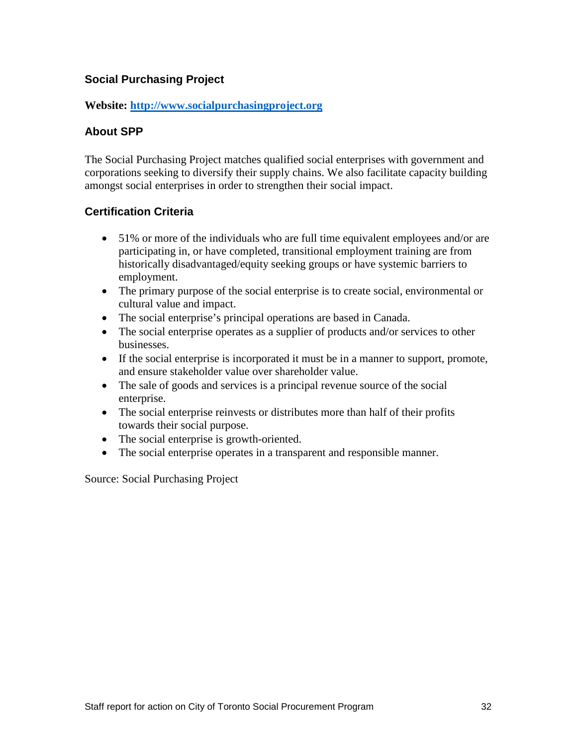### Social Purchasing Project

**Website: [http://www.socialpurchasingproject.org](http://www.socialpurchasingproject.org)**

### About SPP

The Social Purchasing Project matches qualified social enterprises with government and corporations seeking to diversify their supply chains. We also facilitate capacity building amongst social enterprises in order to strengthen their social impact.

### Certification Criteria

- 51% or more of the individuals who are full time equivalent employees and/or are participating in, or have completed, transitional employment training are from historically disadvantaged/equity seeking groups or have systemic barriers to employment.
- The primary purpose of the social enterprise is to create social, environmental or cultural value and impact.
- The social enterprise's principal operations are based in Canada.
- The social enterprise operates as a supplier of products and/or services to other businesses.
- If the social enterprise is incorporated it must be in a manner to support, promote, and ensure stakeholder value over shareholder value.
- The sale of goods and services is a principal revenue source of the social enterprise.
- The social enterprise reinvests or distributes more than half of their profits towards their social purpose.
- The social enterprise is growth-oriented.
- The social enterprise operates in a transparent and responsible manner.

Source: Social Purchasing Project